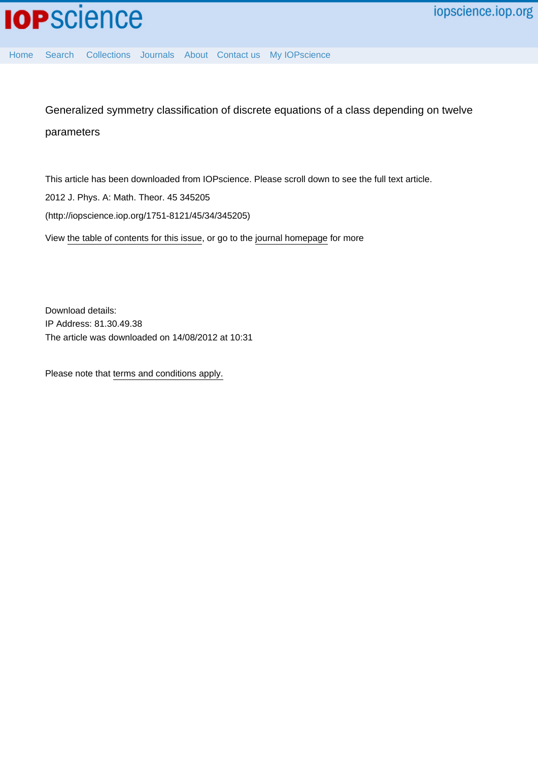# Generalized symmetry classification of discrete equations of a class depending on twelve parameters

This article has been downloaded from IOPscience. Please scroll down to see the full text article.

2012 J. Phys. A: Math. Theor. 45 345205

(http://iopscience.iop.org/1751-8121/45/34/345205)

View the table of contents for this issue, or go to the journal homepage for more

Download details:
IP Address: 81.30.49.38
The article was downloaded on 14/08/2012 at 10:31

Please note that terms and conditions apply.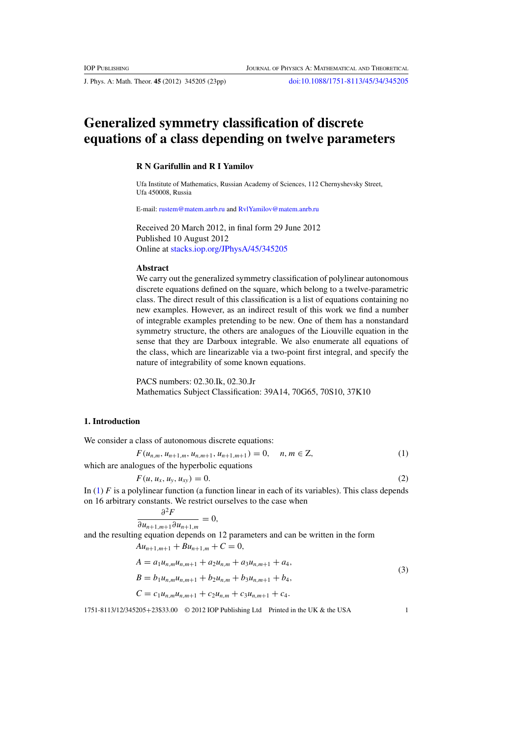# Generalized symmetry classification of discrete equations of a class depending on twelve parameters

**R N Garifullin and R I Yamilov**

Ufa Institute of Mathematics, Russian Academy of Sciences, 112 Chernyshevsky Street, Ufa 450008, Russia

E-mail: rustem@matem.anrb.ru and RvlYamilov@matem.anrb.ru

Received 20 March 2012, in final form 29 June 2012
Published 10 August 2012
Online at stacks.iop.org/JPhysA/45/345205

### Abstract

We carry out the generalized symmetry classification of polylinear autonomous discrete equations defined on the square, which belong to a twelve-parametric class. The direct result of this classification is a list of equations containing no new examples. However, as an indirect result of this work we find a number of integrable examples pretending to be new. One of them has a nonstandard symmetry structure, the others are analogues of the Liouville equation in the sense that they are Darboux integrable. We also enumerate all equations of the class, which are linearizable via a two-point first integral, and specify the nature of integrability of some known equations.

PACS numbers: 02.30.Ik, 02.30.Jr
Mathematics Subject Classification: 39A14, 70G65, 70S10, 37K10

## 1. Introduction

We consider a class of autonomous discrete equations:

$$F(u_{n,m}, u_{n+1,m}, u_{n,m+1}, u_{n+1,m+1}) = 0, \quad n, m \in \mathbb{Z}, \tag{1}$$

which are analogues of the hyperbolic equations

$$F(u, u_x, u_y, u_{xy}) = 0. \tag{2}$$

In (1) $F$ is a polylinear function (a function linear in each of its variables). This class depends on 16 arbitrary constants. We restrict ourselves to the case when

$$\frac{\partial^2 F}{\partial u_{n+1,m+1} \partial u_{n+1,m}} = 0,$$

and the resulting equation depends on 12 parameters and can be written in the form

$$\begin{aligned}
&Au_{n+1,m+1} + Bu_{n+1,m} + C = 0,\\
&A = a_1 u_{n,m} u_{n,m+1} + a_2 u_{n,m} + a_3 u_{n,m+1} + a_4,\\
&B = b_1 u_{n,m} u_{n,m+1} + b_2 u_{n,m} + b_3 u_{n,m+1} + b_4,\\
&C = c_1 u_{n,m} u_{n,m+1} + c_2 u_{n,m} + c_3 u_{n,m+1} + c_4.
\end{aligned} \tag{3}$$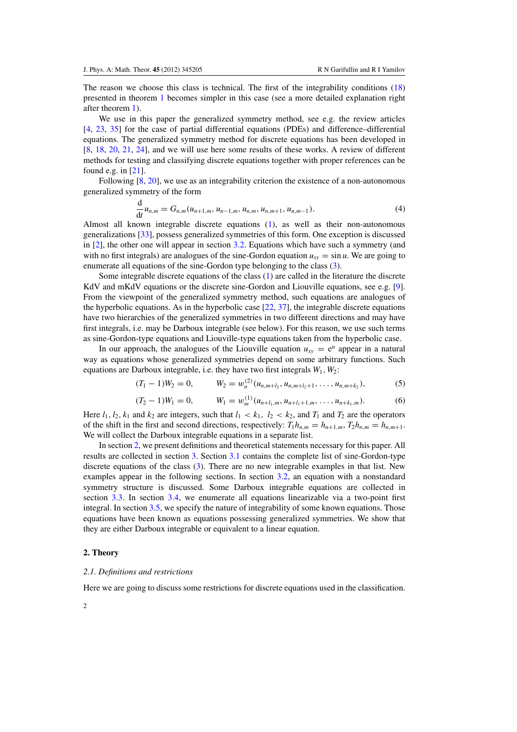The reason we choose this class is technical. The first of the integrability conditions (18) presented in theorem 1 becomes simpler in this case (see a more detailed explanation right after theorem 1).

We use in this paper the generalized symmetry method, see e.g. the review articles [4, 23, 35] for the case of partial differential equations (PDEs) and difference–differential equations. The generalized symmetry method for discrete equations has been developed in [8, 18, 20, 21, 24], and we will use here some results of these works. A review of different methods for testing and classifying discrete equations together with proper references can be found e.g. in [21].

Following [8, 20], we use as an integrability criterion the existence of a non-autonomous generalized symmetry of the form

$$\frac{\mathrm{d}}{\mathrm{d}t} u_{n,m} = G_{n,m}(u_{n+1,m}, u_{n-1,m}, u_{n,m}, u_{n,m+1}, u_{n,m-1}). \tag{4}$$

Almost all known integrable discrete equations (1), as well as their non-autonomous generalizations [33], possess generalized symmetries of this form. One exception is discussed in [2], the other one will appear in section 3.2. Equations which have such a symmetry (and with no first integrals) are analogues of the sine-Gordon equation $u_{xy} = \sin u$. We are going to enumerate all equations of the sine-Gordon type belonging to the class (3).

Some integrable discrete equations of the class (1) are called in the literature the discrete KdV and mKdV equations or the discrete sine-Gordon and Liouville equations, see e.g. [9]. From the viewpoint of the generalized symmetry method, such equations are analogues of the hyperbolic equations. As in the hyperbolic case [22, 37], the integrable discrete equations have two hierarchies of the generalized symmetries in two different directions and may have first integrals, i.e. may be Darboux integrable (see below). For this reason, we use such terms as sine-Gordon-type equations and Liouville-type equations taken from the hyperbolic case.

In our approach, the analogues of the Liouville equation $u_{xy} = \mathrm{e}^u$ appear in a natural way as equations whose generalized symmetries depend on some arbitrary functions. Such equations are Darboux integrable, i.e. they have two first integrals $W_1, W_2$:

$$(T_1 - 1)W_2 = 0, \qquad W_2 = w_n^{(2)}(u_{n,m+l_2}, u_{n,m+l_2+1}, \ldots, u_{n,m+k_2}), \tag{5}$$

$$(T_2 - 1)W_1 = 0, \qquad W_1 = w_m^{(1)}(u_{n+l_1,m}, u_{n+l_1+1,m}, \ldots, u_{n+k_1,m}). \tag{6}$$

Here $l_1, l_2, k_1$ and $k_2$ are integers, such that $l_1 < k_1$, $l_2 < k_2$, and $T_1$ and $T_2$ are the operators of the shift in the first and second directions, respectively: $T_1 h_{n,m} = h_{n+1,m}$, $T_2 h_{n,m} = h_{n,m+1}$. We will collect the Darboux integrable equations in a separate list.

In section 2, we present definitions and theoretical statements necessary for this paper. All results are collected in section 3. Section 3.1 contains the complete list of sine-Gordon-type discrete equations of the class (3). There are no new integrable examples in that list. New examples appear in the following sections. In section 3.2, an equation with a nonstandard symmetry structure is discussed. Some Darboux integrable equations are collected in section 3.3. In section 3.4, we enumerate all equations linearizable via a two-point first integral. In section 3.5, we specify the nature of integrability of some known equations. Those equations have been known as equations possessing generalized symmetries. We show that they are either Darboux integrable or equivalent to a linear equation.

## 2. Theory

### *2.1. Definitions and restrictions*

Here we are going to discuss some restrictions for discrete equations used in the classification.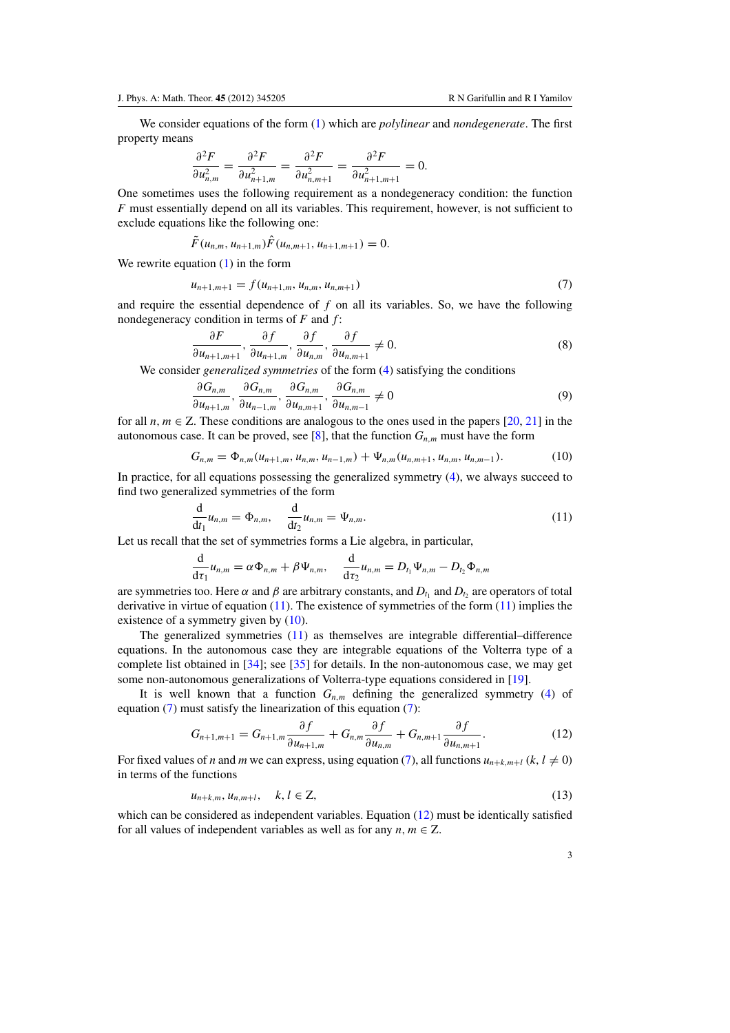We consider equations of the form (1) which are *polylinear* and *nondegenerate*. The first property means

$$\frac{\partial^2 F}{\partial u_{n,m}^2} = \frac{\partial^2 F}{\partial u_{n+1,m}^2} = \frac{\partial^2 F}{\partial u_{n,m+1}^2} = \frac{\partial^2 F}{\partial u_{n+1,m+1}^2} = 0.$$

One sometimes uses the following requirement as a nondegeneracy condition: the function $F$ must essentially depend on all its variables. This requirement, however, is not sufficient to exclude equations like the following one:

$$\tilde{F}(u_{n,m}, u_{n+1,m})\hat{F}(u_{n,m+1}, u_{n+1,m+1}) = 0.$$

We rewrite equation (1) in the form

$$u_{n+1,m+1} = f(u_{n+1,m}, u_{n,m}, u_{n,m+1}) \tag{7}$$

and require the essential dependence of $f$ on all its variables. So, we have the following nondegeneracy condition in terms of $F$ and $f$:

$$\frac{\partial F}{\partial u_{n+1,m+1}}, \frac{\partial f}{\partial u_{n+1,m}}, \frac{\partial f}{\partial u_{n,m}}, \frac{\partial f}{\partial u_{n,m+1}} \neq 0. \tag{8}$$

We consider *generalized symmetries* of the form (4) satisfying the conditions

$$\frac{\partial G_{n,m}}{\partial u_{n+1,m}}, \frac{\partial G_{n,m}}{\partial u_{n-1,m}}, \frac{\partial G_{n,m}}{\partial u_{n,m+1}}, \frac{\partial G_{n,m}}{\partial u_{n,m-1}} \neq 0 \tag{9}$$

for all $n, m \in \mathbb{Z}$. These conditions are analogous to the ones used in the papers [20, 21] in the autonomous case. It can be proved, see [8], that the function $G_{n,m}$ must have the form

$$G_{n,m} = \Phi_{n,m}(u_{n+1,m}, u_{n,m}, u_{n-1,m}) + \Psi_{n,m}(u_{n,m+1}, u_{n,m}, u_{n,m-1}). \tag{10}$$

In practice, for all equations possessing the generalized symmetry (4), we always succeed to find two generalized symmetries of the form

$$\frac{\mathrm{d}}{\mathrm{d}t_1} u_{n,m} = \Phi_{n,m}, \quad \frac{\mathrm{d}}{\mathrm{d}t_2} u_{n,m} = \Psi_{n,m}. \tag{11}$$

Let us recall that the set of symmetries forms a Lie algebra, in particular,

$$\frac{\mathrm{d}}{\mathrm{d}\tau_1} u_{n,m} = \alpha \Phi_{n,m} + \beta \Psi_{n,m}, \quad \frac{\mathrm{d}}{\mathrm{d}\tau_2} u_{n,m} = D_{t_1} \Psi_{n,m} - D_{t_2} \Phi_{n,m}$$

are symmetries too. Here $\alpha$ and $\beta$ are arbitrary constants, and $D_{t_1}$ and $D_{t_2}$ are operators of total derivative in virtue of equation (11). The existence of symmetries of the form (11) implies the existence of a symmetry given by (10).

The generalized symmetries (11) as themselves are integrable differential–difference equations. In the autonomous case they are integrable equations of the Volterra type of a complete list obtained in [34]; see [35] for details. In the non-autonomous case, we may get some non-autonomous generalizations of Volterra-type equations considered in [19].

It is well known that a function $G_{n,m}$ defining the generalized symmetry (4) of equation (7) must satisfy the linearization of this equation (7):

$$G_{n+1,m+1} = G_{n+1,m} \frac{\partial f}{\partial u_{n+1,m}} + G_{n,m} \frac{\partial f}{\partial u_{n,m}} + G_{n,m+1} \frac{\partial f}{\partial u_{n,m+1}}. \tag{12}$$

For fixed values of $n$ and $m$ we can express, using equation (7), all functions $u_{n+k,m+l}$ ($k, l \neq 0$) in terms of the functions

$$u_{n+k,m}, u_{n,m+l}, \quad k, l \in \mathbb{Z}, \tag{13}$$

which can be considered as independent variables. Equation (12) must be identically satisfied for all values of independent variables as well as for any $n, m \in \mathbb{Z}$.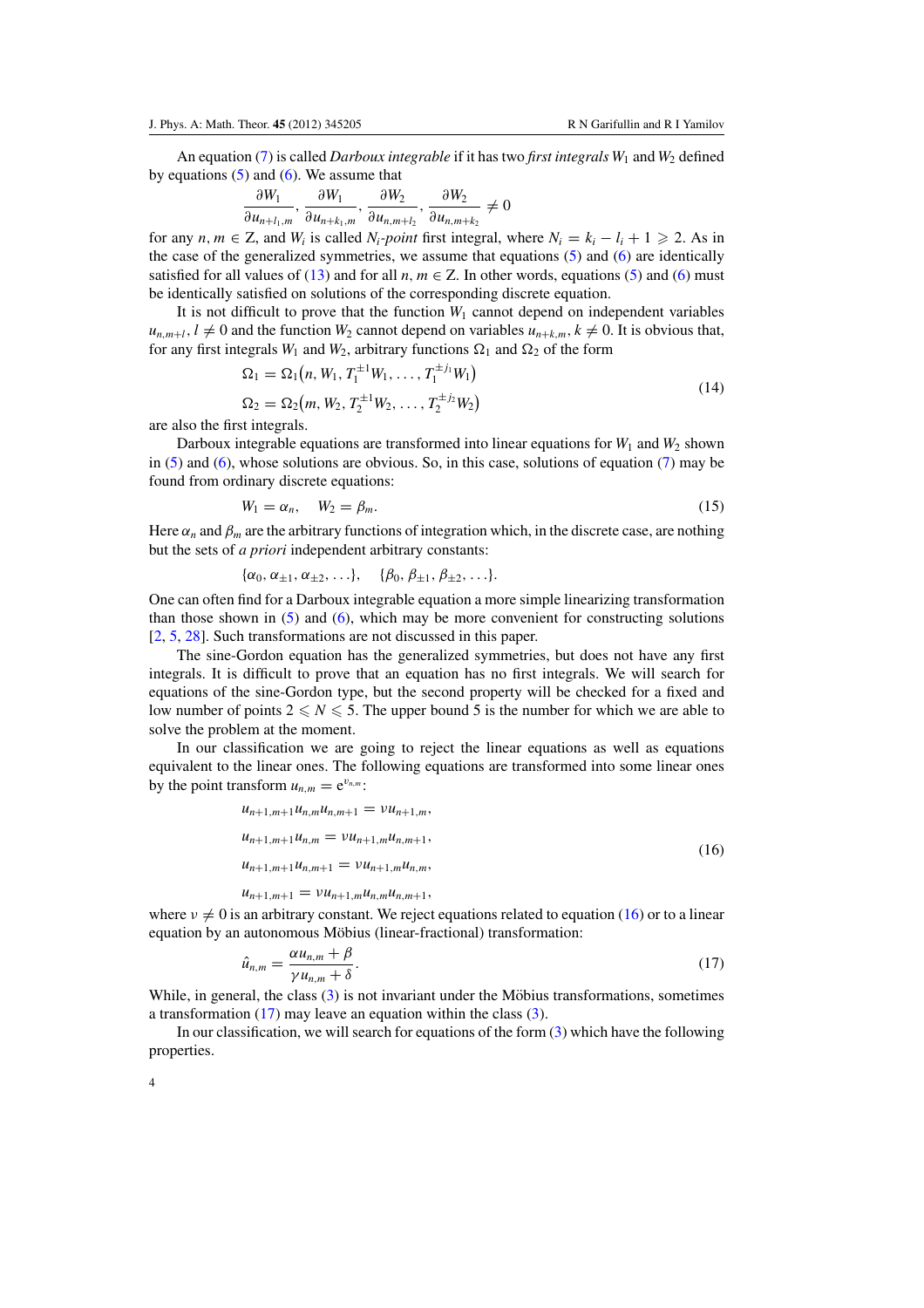An equation (7) is called *Darboux integrable* if it has two *first integrals* $W_1$ and $W_2$ defined by equations (5) and (6). We assume that

$$\frac{\partial W_1}{\partial u_{n+l_1,m}}, \frac{\partial W_1}{\partial u_{n+k_1,m}}, \frac{\partial W_2}{\partial u_{n,m+l_2}}, \frac{\partial W_2}{\partial u_{n,m+k_2}} \neq 0$$

for any $n, m \in \mathbb{Z}$, and $W_i$ is called $N_i$*-point* first integral, where $N_i = k_i - l_i + 1 \geqslant 2$. As in the case of the generalized symmetries, we assume that equations (5) and (6) are identically satisfied for all values of (13) and for all $n, m \in \mathbb{Z}$. In other words, equations (5) and (6) must be identically satisfied on solutions of the corresponding discrete equation.

It is not difficult to prove that the function $W_1$ cannot depend on independent variables $u_{n,m+l}, l \neq 0$ and the function $W_2$ cannot depend on variables $u_{n+k,m}, k \neq 0$. It is obvious that, for any first integrals $W_1$ and $W_2$, arbitrary functions $\Omega_1$ and $\Omega_2$ of the form

$$\begin{aligned} \Omega_1 &= \Omega_1\left(n, W_1, T_1^{\pm 1} W_1, \ldots, T_1^{\pm j_1} W_1\right) \\ \Omega_2 &= \Omega_2\left(m, W_2, T_2^{\pm 1} W_2, \ldots, T_2^{\pm j_2} W_2\right) \end{aligned} \tag{14}$$

are also the first integrals.

Darboux integrable equations are transformed into linear equations for $W_1$ and $W_2$ shown in (5) and (6), whose solutions are obvious. So, in this case, solutions of equation (7) may be found from ordinary discrete equations:

$$W_1 = \alpha_n, \quad W_2 = \beta_m. \tag{15}$$

Here $\alpha_n$ and $\beta_m$ are the arbitrary functions of integration which, in the discrete case, are nothing but the sets of *a priori* independent arbitrary constants:

$$\{\alpha_0, \alpha_{\pm 1}, \alpha_{\pm 2}, \ldots\}, \quad \{\beta_0, \beta_{\pm 1}, \beta_{\pm 2}, \ldots\}.$$

One can often find for a Darboux integrable equation a more simple linearizing transformation than those shown in (5) and (6), which may be more convenient for constructing solutions [2, 5, 28]. Such transformations are not discussed in this paper.

The sine-Gordon equation has the generalized symmetries, but does not have any first integrals. It is difficult to prove that an equation has no first integrals. We will search for equations of the sine-Gordon type, but the second property will be checked for a fixed and low number of points $2 \leqslant N \leqslant 5$. The upper bound 5 is the number for which we are able to solve the problem at the moment.

In our classification we are going to reject the linear equations as well as equations equivalent to the linear ones. The following equations are transformed into some linear ones by the point transform $u_{n,m} = e^{v_{n,m}}$:

$$\begin{aligned} u_{n+1,m+1} u_{n,m} u_{n,m+1} &= \nu u_{n+1,m}, \\ u_{n+1,m+1} u_{n,m} &= \nu u_{n+1,m} u_{n,m+1}, \\ u_{n+1,m+1} u_{n,m+1} &= \nu u_{n+1,m} u_{n,m}, \\ u_{n+1,m+1} &= \nu u_{n+1,m} u_{n,m} u_{n,m+1}, \end{aligned} \tag{16}$$

where $\nu \neq 0$ is an arbitrary constant. We reject equations related to equation (16) or to a linear equation by an autonomous Möbius (linear-fractional) transformation:

$$\hat{u}_{n,m} = \frac{\alpha u_{n,m} + \beta}{\gamma u_{n,m} + \delta}. \tag{17}$$

While, in general, the class (3) is not invariant under the Möbius transformations, sometimes a transformation (17) may leave an equation within the class (3).

In our classification, we will search for equations of the form (3) which have the following properties.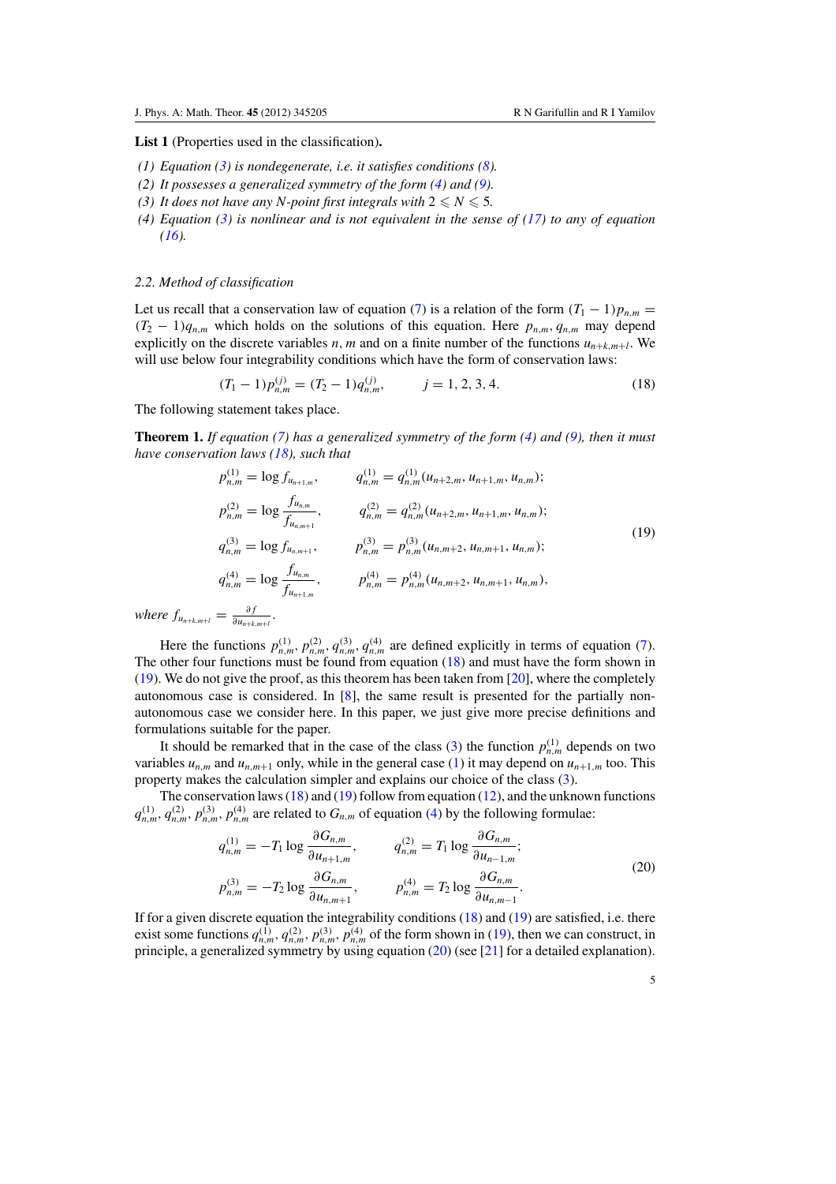**List 1** (Properties used in the classification)**.**

*(1) Equation (3) is nondegenerate, i.e. it satisfies conditions (8).*

*(2) It possesses a generalized symmetry of the form (4) and (9).*

*(3) It does not have any N-point first integrals with $2 \leqslant N \leqslant 5$.*

*(4) Equation (3) is nonlinear and is not equivalent in the sense of (17) to any of equation (16).*

### 2.2. Method of classification

Let us recall that a conservation law of equation (7) is a relation of the form $(T_1 - 1)p_{n,m} = (T_2 - 1)q_{n,m}$ which holds on the solutions of this equation. Here $p_{n,m}, q_{n,m}$ may depend explicitly on the discrete variables $n, m$ and on a finite number of the functions $u_{n+k,m+l}$. We will use below four integrability conditions which have the form of conservation laws:

$$(T_1 - 1)p^{(j)}_{n,m} = (T_2 - 1)q^{(j)}_{n,m}, \qquad j = 1, 2, 3, 4. \tag{18}$$

The following statement takes place.

**Theorem 1.** *If equation (7) has a generalized symmetry of the form (4) and (9), then it must have conservation laws (18), such that*

$$\begin{aligned}
p^{(1)}_{n,m} &= \log f_{u_{n+1,m}}, & q^{(1)}_{n,m} &= q^{(1)}_{n,m}(u_{n+2,m}, u_{n+1,m}, u_{n,m});\\
p^{(2)}_{n,m} &= \log \frac{f_{u_{n,m}}}{f_{u_{n,m+1}}}, & q^{(2)}_{n,m} &= q^{(2)}_{n,m}(u_{n+2,m}, u_{n+1,m}, u_{n,m});\\
q^{(3)}_{n,m} &= \log f_{u_{n,m+1}}, & p^{(3)}_{n,m} &= p^{(3)}_{n,m}(u_{n,m+2}, u_{n,m+1}, u_{n,m});\\
q^{(4)}_{n,m} &= \log \frac{f_{u_{n,m}}}{f_{u_{n+1,m}}}, & p^{(4)}_{n,m} &= p^{(4)}_{n,m}(u_{n,m+2}, u_{n,m+1}, u_{n,m}),
\end{aligned} \tag{19}$$

*where* $f_{u_{n+k,m+l}} = \frac{\partial f}{\partial u_{n+k,m+l}}$.

Here the functions $p^{(1)}_{n,m}, p^{(2)}_{n,m}, q^{(3)}_{n,m}, q^{(4)}_{n,m}$ are defined explicitly in terms of equation (7). The other four functions must be found from equation (18) and must have the form shown in (19). We do not give the proof, as this theorem has been taken from [20], where the completely autonomous case is considered. In [8], the same result is presented for the partially non-autonomous case we consider here. In this paper, we just give more precise definitions and formulations suitable for the paper.

It should be remarked that in the case of the class (3) the function $p^{(1)}_{n,m}$ depends on two variables $u_{n,m}$ and $u_{n,m+1}$ only, while in the general case (1) it may depend on $u_{n+1,m}$ too. This property makes the calculation simpler and explains our choice of the class (3).

The conservation laws (18) and (19) follow from equation (12), and the unknown functions $q^{(1)}_{n,m}, q^{(2)}_{n,m}, p^{(3)}_{n,m}, p^{(4)}_{n,m}$ are related to $G_{n,m}$ of equation (4) by the following formulae:

$$\begin{aligned}
q^{(1)}_{n,m} &= -T_1 \log \frac{\partial G_{n,m}}{\partial u_{n+1,m}}, & q^{(2)}_{n,m} &= T_1 \log \frac{\partial G_{n,m}}{\partial u_{n-1,m}};\\
p^{(3)}_{n,m} &= -T_2 \log \frac{\partial G_{n,m}}{\partial u_{n,m+1}}, & p^{(4)}_{n,m} &= T_2 \log \frac{\partial G_{n,m}}{\partial u_{n,m-1}}.
\end{aligned} \tag{20}$$

If for a given discrete equation the integrability conditions (18) and (19) are satisfied, i.e. there exist some functions $q^{(1)}_{n,m}, q^{(2)}_{n,m}, p^{(3)}_{n,m}, p^{(4)}_{n,m}$ of the form shown in (19), then we can construct, in principle, a generalized symmetry by using equation (20) (see [21] for a detailed explanation).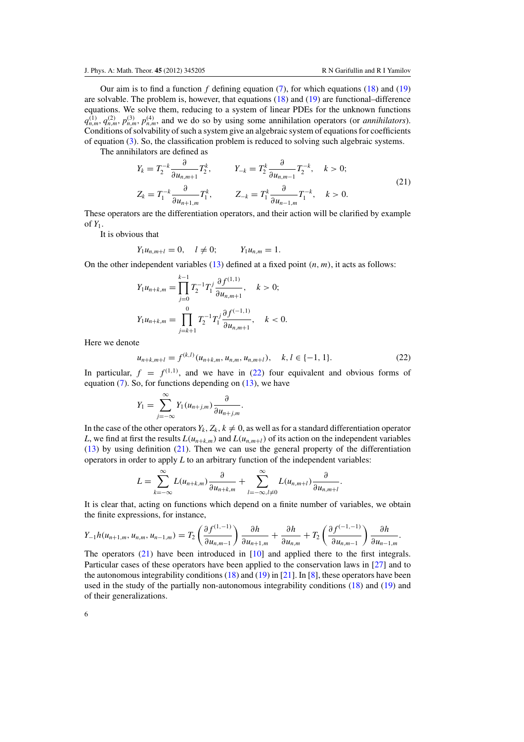Our aim is to find a function $f$ defining equation (7), for which equations (18) and (19) are solvable. The problem is, however, that equations (18) and (19) are functional–difference equations. We solve them, reducing to a system of linear PDEs for the unknown functions $q^{(1)}_{n,m}$, $q^{(2)}_{n,m}$, $p^{(3)}_{n,m}$, $p^{(4)}_{n,m}$, and we do so by using some annihilation operators (or *annihilators*). Conditions of solvability of such a system give an algebraic system of equations for coefficients of equation (3). So, the classification problem is reduced to solving such algebraic systems.

The annihilators are defined as

$$
\begin{aligned}
Y_k &= T_2^{-k}\frac{\partial}{\partial u_{n,m+1}}T_2^k, \qquad & Y_{-k} &= T_2^k\frac{\partial}{\partial u_{n,m-1}}T_2^{-k}, \quad k>0;\\
Z_k &= T_1^{-k}\frac{\partial}{\partial u_{n+1,m}}T_1^k, \qquad & Z_{-k} &= T_1^k\frac{\partial}{\partial u_{n-1,m}}T_1^{-k}, \quad k>0.
\end{aligned}
\tag{21}
$$

These operators are the differentiation operators, and their action will be clarified by example of $Y_1$.

It is obvious that

$$
Y_1 u_{n,m+l} = 0, \quad l \neq 0; \qquad Y_1 u_{n,m} = 1.
$$

On the other independent variables (13) defined at a fixed point $(n, m)$, it acts as follows:

$$
Y_1 u_{n+k,m} = \prod_{j=0}^{k-1} T_2^{-1}T_1^j \frac{\partial f^{(1,1)}}{\partial u_{n,m+1}}, \quad k>0;
$$

$$
Y_1 u_{n+k,m} = \prod_{j=k+1}^{0} T_2^{-1}T_1^j \frac{\partial f^{(-1,1)}}{\partial u_{n,m+1}}, \quad k<0.
$$

Here we denote

$$
u_{n+k,m+l} = f^{(k,l)}(u_{n+k,m}, u_{n,m}, u_{n,m+l}), \qquad k,l \in \{-1,1\}. \tag{22}
$$

In particular, $f = f^{(1,1)}$, and we have in (22) four equivalent and obvious forms of equation (7). So, for functions depending on (13), we have

$$
Y_1 = \sum_{j=-\infty}^{\infty} Y_1(u_{n+j,m})\frac{\partial}{\partial u_{n+j,m}}.
$$

In the case of the other operators $Y_k, Z_k$, $k \neq 0$, as well as for a standard differentiation operator $L$, we find at first the results $L(u_{n+k,m})$ and $L(u_{n,m+l})$ of its action on the independent variables (13) by using definition (21). Then we can use the general property of the differentiation operators in order to apply $L$ to an arbitrary function of the independent variables:

$$
L = \sum_{k=-\infty}^{\infty} L(u_{n+k,m})\frac{\partial}{\partial u_{n+k,m}} + \sum_{l=-\infty, l\neq 0}^{\infty} L(u_{n,m+l})\frac{\partial}{\partial u_{n,m+l}}.
$$

It is clear that, acting on functions which depend on a finite number of variables, we obtain the finite expressions, for instance,

$$
Y_{-1}h(u_{n+1,m}, u_{n,m}, u_{n-1,m}) = T_2\left(\frac{\partial f^{(1,-1)}}{\partial u_{n,m-1}}\right)\frac{\partial h}{\partial u_{n+1,m}} + \frac{\partial h}{\partial u_{n,m}} + T_2\left(\frac{\partial f^{(-1,-1)}}{\partial u_{n,m-1}}\right)\frac{\partial h}{\partial u_{n-1,m}}.
$$

The operators (21) have been introduced in [10] and applied there to the first integrals. Particular cases of these operators have been applied to the conservation laws in [27] and to the autonomous integrability conditions (18) and (19) in [21]. In [8], these operators have been used in the study of the partially non-autonomous integrability conditions (18) and (19) and of their generalizations.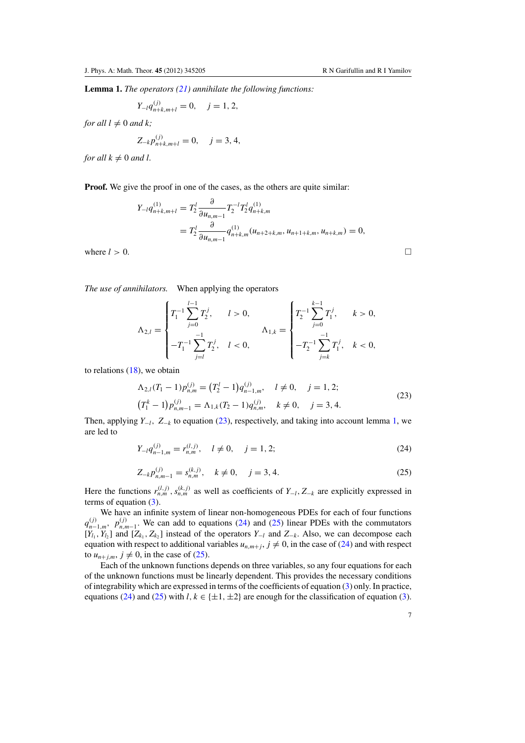**Lemma 1.** *The operators (21) annihilate the following functions:*

$$Y_{-l} q^{(j)}_{n+k,m+l} = 0, \quad j = 1, 2,$$

*for all $l \neq 0$ and $k$;*

$$Z_{-k} p^{(j)}_{n+k,m+l} = 0, \quad j = 3, 4,$$

*for all $k \neq 0$ and $l$.*

**Proof.** We give the proof in one of the cases, as the others are quite similar:

$$\begin{aligned} Y_{-l} q^{(1)}_{n+k,m+l} &= T_2^l \frac{\partial}{\partial u_{n,m-1}} T_2^{-l} T_2^l q^{(1)}_{n+k,m} \\ &= T_2^l \frac{\partial}{\partial u_{n,m-1}} q^{(1)}_{n+k,m}(u_{n+2+k,m}, u_{n+1+k,m}, u_{n+k,m}) = 0, \end{aligned}$$

where $l > 0$. □

*The use of annihilators.* When applying the operators

$$\Lambda_{2,l} = \begin{cases} T_1^{-1} \sum_{j=0}^{l-1} T_2^j, & l > 0, \\ -T_1^{-1} \sum_{j=l}^{-1} T_2^j, & l < 0, \end{cases} \qquad \Lambda_{1,k} = \begin{cases} T_2^{-1} \sum_{j=0}^{k-1} T_1^j, & k > 0, \\ -T_2^{-1} \sum_{j=k}^{-1} T_1^j, & k < 0, \end{cases}$$

to relations (18), we obtain

$$\begin{aligned} &\Lambda_{2,l}(T_1 - 1) p^{(j)}_{n,m} = \left(T_2^l - 1\right) q^{(j)}_{n-1,m}, \quad l \neq 0, \quad j = 1, 2; \\ &\left(T_1^k - 1\right) p^{(j)}_{n,m-1} = \Lambda_{1,k}(T_2 - 1) q^{(j)}_{n,m}, \quad k \neq 0, \quad j = 3, 4. \end{aligned} \tag{23}$$

Then, applying $Y_{-l}$, $Z_{-k}$ to equation (23), respectively, and taking into account lemma 1, we are led to

$$Y_{-l} q^{(j)}_{n-1,m} = r^{(l,j)}_{n,m}, \quad l \neq 0, \quad j = 1, 2; \tag{24}$$

$$Z_{-k} p^{(j)}_{n,m-1} = s^{(k,j)}_{n,m}, \quad k \neq 0, \quad j = 3, 4. \tag{25}$$

Here the functions $r^{(l,j)}_{n,m}, s^{(k,j)}_{n,m}$ as well as coefficients of $Y_{-l}, Z_{-k}$ are explicitly expressed in terms of equation (3).

We have an infinite system of linear non-homogeneous PDEs for each of four functions $q^{(j)}_{n-1,m}$, $p^{(j)}_{n,m-1}$. We can add to equations (24) and (25) linear PDEs with the commutators $[Y_{l_1}, Y_{l_2}]$ and $[Z_{k_1}, Z_{k_2}]$ instead of the operators $Y_{-l}$ and $Z_{-k}$. Also, we can decompose each equation with respect to additional variables $u_{n,m+j}$, $j \neq 0$, in the case of (24) and with respect to $u_{n+j,m}$, $j \neq 0$, in the case of (25).

Each of the unknown functions depends on three variables, so any four equations for each of the unknown functions must be linearly dependent. This provides the necessary conditions of integrability which are expressed in terms of the coefficients of equation (3) only. In practice, equations (24) and (25) with $l, k \in \{\pm 1, \pm 2\}$ are enough for the classification of equation (3).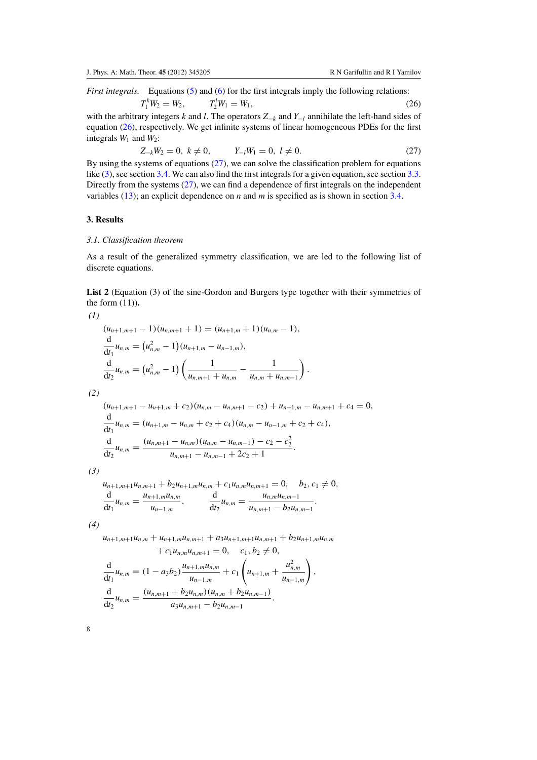*First integrals.* Equations (5) and (6) for the first integrals imply the following relations:

$$T_1^k W_2 = W_2, \qquad T_2^l W_1 = W_1, \tag{26}$$

with the arbitrary integers $k$ and $l$. The operators $Z_{-k}$ and $Y_{-l}$ annihilate the left-hand sides of equation (26), respectively. We get infinite systems of linear homogeneous PDEs for the first integrals $W_1$ and $W_2$:

$$Z_{-k} W_2 = 0, \ k \neq 0, \qquad Y_{-l} W_1 = 0, \ l \neq 0. \tag{27}$$

By using the systems of equations (27), we can solve the classification problem for equations like (3), see section 3.4. We can also find the first integrals for a given equation, see section 3.3. Directly from the systems (27), we can find a dependence of first integrals on the independent variables (13); an explicit dependence on $n$ and $m$ is specified as is shown in section 3.4.

## 3. Results

### 3.1. Classification theorem

As a result of the generalized symmetry classification, we are led to the following list of discrete equations.

**List 2** (Equation (3) of the sine-Gordon and Burgers type together with their symmetries of the form (11))**.**

*(1)*

$$(u_{n+1,m+1} - 1)(u_{n,m+1} + 1) = (u_{n+1,m} + 1)(u_{n,m} - 1),$$

$$\frac{\mathrm{d}}{\mathrm{d}t_1} u_{n,m} = \left(u_{n,m}^2 - 1\right)(u_{n+1,m} - u_{n-1,m}),$$

$$\frac{\mathrm{d}}{\mathrm{d}t_2} u_{n,m} = \left(u_{n,m}^2 - 1\right)\left(\frac{1}{u_{n,m+1} + u_{n,m}} - \frac{1}{u_{n,m} + u_{n,m-1}}\right).$$

*(2)*

$$(u_{n+1,m+1} - u_{n+1,m} + c_2)(u_{n,m} - u_{n,m+1} - c_2) + u_{n+1,m} - u_{n,m+1} + c_4 = 0,$$

$$\frac{\mathrm{d}}{\mathrm{d}t_1} u_{n,m} = (u_{n+1,m} - u_{n,m} + c_2 + c_4)(u_{n,m} - u_{n-1,m} + c_2 + c_4),$$

$$\frac{\mathrm{d}}{\mathrm{d}t_2} u_{n,m} = \frac{(u_{n,m+1} - u_{n,m})(u_{n,m} - u_{n,m-1}) - c_2 - c_2^2}{u_{n,m+1} - u_{n,m-1} + 2c_2 + 1}.$$

*(3)*

$$u_{n+1,m+1} u_{n,m+1} + b_2 u_{n+1,m} u_{n,m} + c_1 u_{n,m} u_{n,m+1} = 0, \quad b_2, c_1 \neq 0,$$

$$\frac{\mathrm{d}}{\mathrm{d}t_1} u_{n,m} = \frac{u_{n+1,m} u_{n,m}}{u_{n-1,m}}, \qquad \frac{\mathrm{d}}{\mathrm{d}t_2} u_{n,m} = \frac{u_{n,m} u_{n,m-1}}{u_{n,m+1} - b_2 u_{n,m-1}}.$$

*(4)*

$$u_{n+1,m+1} u_{n,m} + u_{n+1,m} u_{n,m+1} + a_3 u_{n+1,m+1} u_{n,m+1} + b_2 u_{n+1,m} u_{n,m} + c_1 u_{n,m} u_{n,m+1} = 0, \quad c_1, b_2 \neq 0,$$

$$\frac{\mathrm{d}}{\mathrm{d}t_1} u_{n,m} = (1 - a_3 b_2) \frac{u_{n+1,m} u_{n,m}}{u_{n-1,m}} + c_1 \left(u_{n+1,m} + \frac{u_{n,m}^2}{u_{n-1,m}}\right),$$

$$\frac{\mathrm{d}}{\mathrm{d}t_2} u_{n,m} = \frac{(u_{n,m+1} + b_2 u_{n,m})(u_{n,m} + b_2 u_{n,m-1})}{a_3 u_{n,m+1} - b_2 u_{n,m-1}}.$$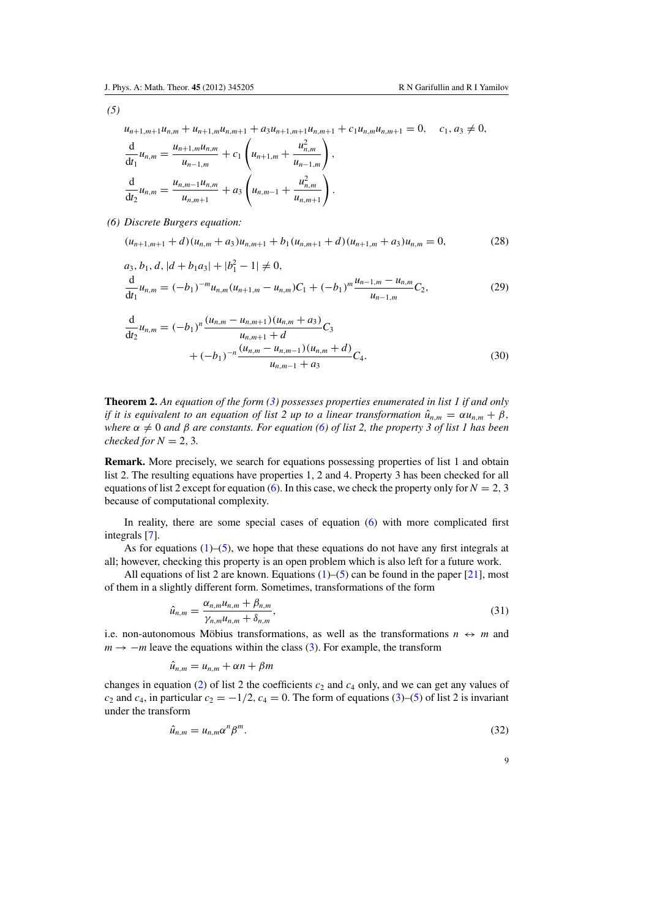*(5)*

$$u_{n+1,m+1}u_{n,m} + u_{n+1,m}u_{n,m+1} + a_3 u_{n+1,m+1}u_{n,m+1} + c_1 u_{n,m}u_{n,m+1} = 0, \quad c_1, a_3 \neq 0,$$

$$\frac{\mathrm{d}}{\mathrm{d}t_1}u_{n,m} = \frac{u_{n+1,m}u_{n,m}}{u_{n-1,m}} + c_1\left(u_{n+1,m} + \frac{u_{n,m}^2}{u_{n-1,m}}\right),$$

$$\frac{\mathrm{d}}{\mathrm{d}t_2}u_{n,m} = \frac{u_{n,m-1}u_{n,m}}{u_{n,m+1}} + a_3\left(u_{n,m-1} + \frac{u_{n,m}^2}{u_{n,m+1}}\right).$$

*(6) Discrete Burgers equation:*

$$(u_{n+1,m+1} + d)(u_{n,m} + a_3)u_{n,m+1} + b_1(u_{n,m+1} + d)(u_{n+1,m} + a_3)u_{n,m} = 0, \tag{28}$$

$$a_3, b_1, d, |d + b_1 a_3| + |b_1^2 - 1| \neq 0,$$

$$\frac{\mathrm{d}}{\mathrm{d}t_1}u_{n,m} = (-b_1)^{-m}u_{n,m}(u_{n+1,m} - u_{n,m})C_1 + (-b_1)^m\frac{u_{n-1,m} - u_{n,m}}{u_{n-1,m}}C_2, \tag{29}$$

$$\frac{\mathrm{d}}{\mathrm{d}t_2}u_{n,m} = (-b_1)^n\frac{(u_{n,m} - u_{n,m+1})(u_{n,m} + a_3)}{u_{n,m+1} + d}C_3 + (-b_1)^{-n}\frac{(u_{n,m} - u_{n,m-1})(u_{n,m} + d)}{u_{n,m-1} + a_3}C_4. \tag{30}$$

**Theorem 2.** *An equation of the form (3) possesses properties enumerated in list 1 if and only if it is equivalent to an equation of list 2 up to a linear transformation $\hat{u}_{n,m} = \alpha u_{n,m} + \beta$, where $\alpha \neq 0$ and $\beta$ are constants. For equation (6) of list 2, the property 3 of list 1 has been checked for $N = 2, 3$.*

**Remark.** More precisely, we search for equations possessing properties of list 1 and obtain list 2. The resulting equations have properties 1, 2 and 4. Property 3 has been checked for all equations of list 2 except for equation (6). In this case, we check the property only for $N = 2, 3$ because of computational complexity.

In reality, there are some special cases of equation (6) with more complicated first integrals [7].

As for equations (1)–(5), we hope that these equations do not have any first integrals at all; however, checking this property is an open problem which is also left for a future work.

All equations of list 2 are known. Equations (1)–(5) can be found in the paper [21], most of them in a slightly different form. Sometimes, transformations of the form

$$\hat{u}_{n,m} = \frac{\alpha_{n,m}u_{n,m} + \beta_{n,m}}{\gamma_{n,m}u_{n,m} + \delta_{n,m}}, \tag{31}$$

i.e. non-autonomous Möbius transformations, as well as the transformations $n \leftrightarrow m$ and $m \to -m$ leave the equations within the class (3). For example, the transform

$$\hat{u}_{n,m} = u_{n,m} + \alpha n + \beta m$$

changes in equation (2) of list 2 the coefficients $c_2$ and $c_4$ only, and we can get any values of $c_2$ and $c_4$, in particular $c_2 = -1/2$, $c_4 = 0$. The form of equations (3)–(5) of list 2 is invariant under the transform

$$\hat{u}_{n,m} = u_{n,m}\alpha^n\beta^m. \tag{32}$$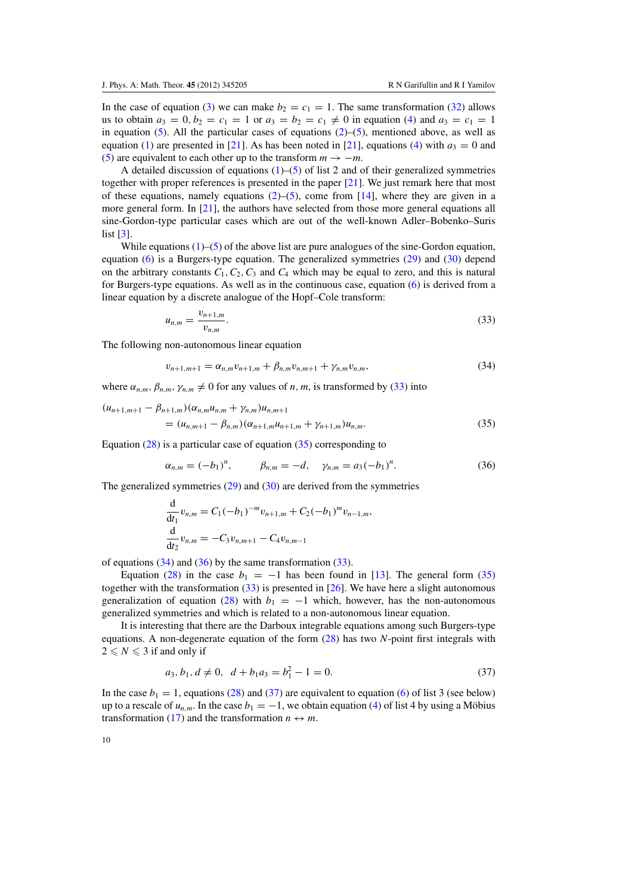In the case of equation (3) we can make $b_2 = c_1 = 1$. The same transformation (32) allows us to obtain $a_3 = 0, b_2 = c_1 = 1$ or $a_3 = b_2 = c_1 \neq 0$ in equation (4) and $a_3 = c_1 = 1$ in equation (5). All the particular cases of equations (2)–(5), mentioned above, as well as equation (1) are presented in [21]. As has been noted in [21], equations (4) with $a_3 = 0$ and (5) are equivalent to each other up to the transform $m \to -m$.

A detailed discussion of equations (1)–(5) of list 2 and of their generalized symmetries together with proper references is presented in the paper [21]. We just remark here that most of these equations, namely equations (2)–(5), come from [14], where they are given in a more general form. In [21], the authors have selected from those more general equations all sine-Gordon-type particular cases which are out of the well-known Adler–Bobenko–Suris list [3].

While equations (1)–(5) of the above list are pure analogues of the sine-Gordon equation, equation (6) is a Burgers-type equation. The generalized symmetries (29) and (30) depend on the arbitrary constants $C_1, C_2, C_3$ and $C_4$ which may be equal to zero, and this is natural for Burgers-type equations. As well as in the continuous case, equation (6) is derived from a linear equation by a discrete analogue of the Hopf–Cole transform:

$$u_{n,m} = \frac{v_{n+1,m}}{v_{n,m}}. \tag{33}$$

The following non-autonomous linear equation

$$v_{n+1,m+1} = \alpha_{n,m} v_{n+1,m} + \beta_{n,m} v_{n,m+1} + \gamma_{n,m} v_{n,m}, \tag{34}$$

where $\alpha_{n,m}, \beta_{n,m}, \gamma_{n,m} \neq 0$ for any values of $n, m$, is transformed by (33) into

$$\begin{aligned}(u_{n+1,m+1} - \beta_{n+1,m})&(\alpha_{n,m} u_{n,m} + \gamma_{n,m}) u_{n,m+1} \\ &= (u_{n,m+1} - \beta_{n,m})(\alpha_{n+1,m} u_{n+1,m} + \gamma_{n+1,m}) u_{n,m}.\end{aligned} \tag{35}$$

Equation (28) is a particular case of equation (35) corresponding to

$$\alpha_{n,m} = (-b_1)^n, \qquad \beta_{n,m} = -d, \quad \gamma_{n,m} = a_3(-b_1)^n. \tag{36}$$

The generalized symmetries (29) and (30) are derived from the symmetries

$$\frac{\mathrm{d}}{\mathrm{d}t_1} v_{n,m} = C_1(-b_1)^{-m} v_{n+1,m} + C_2(-b_1)^m v_{n-1,m},$$
$$\frac{\mathrm{d}}{\mathrm{d}t_2} v_{n,m} = -C_3 v_{n,m+1} - C_4 v_{n,m-1}$$

of equations (34) and (36) by the same transformation (33).

Equation (28) in the case $b_1 = -1$ has been found in [13]. The general form (35) together with the transformation (33) is presented in [26]. We have here a slight autonomous generalization of equation (28) with $b_1 = -1$ which, however, has the non-autonomous generalized symmetries and which is related to a non-autonomous linear equation.

It is interesting that there are the Darboux integrable equations among such Burgers-type equations. A non-degenerate equation of the form (28) has two $N$-point first integrals with $2 \leqslant N \leqslant 3$ if and only if

$$a_3, b_1, d \neq 0, \quad d + b_1 a_3 = b_1^2 - 1 = 0. \tag{37}$$

In the case $b_1 = 1$, equations (28) and (37) are equivalent to equation (6) of list 3 (see below) up to a rescale of $u_{n,m}$. In the case $b_1 = -1$, we obtain equation (4) of list 4 by using a Möbius transformation (17) and the transformation $n \leftrightarrow m$.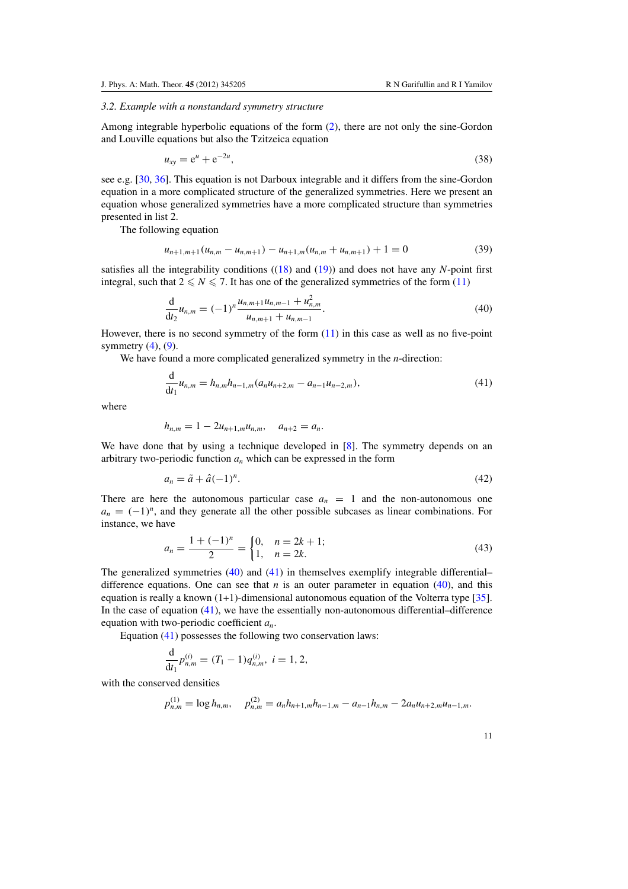### 3.2. Example with a nonstandard symmetry structure

Among integrable hyperbolic equations of the form (2), there are not only the sine-Gordon and Louville equations but also the Tzitzeica equation

$$u_{xy} = e^u + e^{-2u}, \tag{38}$$

see e.g. [30, 36]. This equation is not Darboux integrable and it differs from the sine-Gordon equation in a more complicated structure of the generalized symmetries. Here we present an equation whose generalized symmetries have a more complicated structure than symmetries presented in list 2.

The following equation

$$u_{n+1,m+1}(u_{n,m} - u_{n,m+1}) - u_{n+1,m}(u_{n,m} + u_{n,m+1}) + 1 = 0 \tag{39}$$

satisfies all the integrability conditions ((18) and (19)) and does not have any $N$-point first integral, such that $2 \leqslant N \leqslant 7$. It has one of the generalized symmetries of the form (11)

$$\frac{d}{dt_2} u_{n,m} = (-1)^n \frac{u_{n,m+1}u_{n,m-1} + u_{n,m}^2}{u_{n,m+1} + u_{n,m-1}}. \tag{40}$$

However, there is no second symmetry of the form (11) in this case as well as no five-point symmetry (4), (9).

We have found a more complicated generalized symmetry in the $n$-direction:

$$\frac{d}{dt_1} u_{n,m} = h_{n,m}h_{n-1,m}(a_n u_{n+2,m} - a_{n-1}u_{n-2,m}), \tag{41}$$

where

$$h_{n,m} = 1 - 2u_{n+1,m}u_{n,m}, \quad a_{n+2} = a_n.$$

We have done that by using a technique developed in [8]. The symmetry depends on an arbitrary two-periodic function $a_n$ which can be expressed in the form

$$a_n = \tilde{a} + \hat{a}(-1)^n. \tag{42}$$

There are here the autonomous particular case $a_n = 1$ and the non-autonomous one $a_n = (-1)^n$, and they generate all the other possible subcases as linear combinations. For instance, we have

$$a_n = \frac{1 + (-1)^n}{2} = \begin{cases} 0, & n = 2k + 1; \\ 1, & n = 2k. \end{cases} \tag{43}$$

The generalized symmetries (40) and (41) in themselves exemplify integrable differential–difference equations. One can see that $n$ is an outer parameter in equation (40), and this equation is really a known (1+1)-dimensional autonomous equation of the Volterra type [35]. In the case of equation (41), we have the essentially non-autonomous differential–difference equation with two-periodic coefficient $a_n$.

Equation (41) possesses the following two conservation laws:

$$\frac{d}{dt_1} p_{n,m}^{(i)} = (T_1 - 1)q_{n,m}^{(i)}, \; i = 1, 2,$$

with the conserved densities

$$p_{n,m}^{(1)} = \log h_{n,m}, \quad p_{n,m}^{(2)} = a_n h_{n+1,m}h_{n-1,m} - a_{n-1}h_{n,m} - 2a_n u_{n+2,m}u_{n-1,m}.$$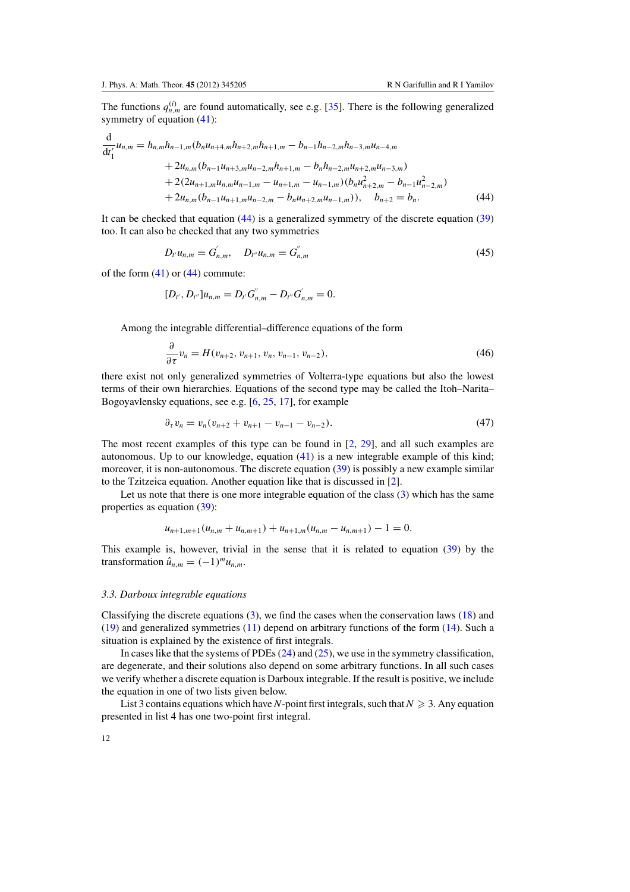The functions $q_{n,m}^{(i)}$ are found automatically, see e.g. [35]. There is the following generalized symmetry of equation (41):

$$
\begin{aligned}
\frac{\mathrm{d}}{\mathrm{d}t_1'}u_{n,m} = {} & h_{n,m}h_{n-1,m}(b_n u_{n+4,m}h_{n+2,m}h_{n+1,m} - b_{n-1}h_{n-2,m}h_{n-3,m}u_{n-4,m} \\
& + 2u_{n,m}(b_{n-1}u_{n+3,m}u_{n-2,m}h_{n+1,m} - b_n h_{n-2,m}u_{n+2,m}u_{n-3,m}) \\
& + 2(2u_{n+1,m}u_{n,m}u_{n-1,m} - u_{n+1,m} - u_{n-1,m})(b_n u_{n+2,m}^2 - b_{n-1}u_{n-2,m}^2) \\
& + 2u_{n,m}(b_{n-1}u_{n+1,m}u_{n-2,m} - b_n u_{n+2,m}u_{n-1,m})), \quad b_{n+2} = b_n.
\end{aligned} \tag{44}
$$

It can be checked that equation (44) is a generalized symmetry of the discrete equation (39) too. It can also be checked that any two symmetries

$$
D_{t'}u_{n,m} = G_{n,m}', \quad D_{t''}u_{n,m} = G_{n,m}'' \tag{45}
$$

of the form (41) or (44) commute:

$$
[D_{t'}, D_{t''}]u_{n,m} = D_{t'}G_{n,m}'' - D_{t''}G_{n,m}' = 0.
$$

Among the integrable differential–difference equations of the form

$$
\frac{\partial}{\partial \tau}v_n = H(v_{n+2}, v_{n+1}, v_n, v_{n-1}, v_{n-2}), \tag{46}
$$

there exist not only generalized symmetries of Volterra-type equations but also the lowest terms of their own hierarchies. Equations of the second type may be called the Itoh–Narita–Bogoyavlensky equations, see e.g. [6, 25, 17], for example

$$
\partial_\tau v_n = v_n(v_{n+2} + v_{n+1} - v_{n-1} - v_{n-2}). \tag{47}
$$

The most recent examples of this type can be found in [2, 29], and all such examples are autonomous. Up to our knowledge, equation (41) is a new integrable example of this kind; moreover, it is non-autonomous. The discrete equation (39) is possibly a new example similar to the Tzitzeica equation. Another equation like that is discussed in [2].

Let us note that there is one more integrable equation of the class (3) which has the same properties as equation (39):

$$
u_{n+1,m+1}(u_{n,m} + u_{n,m+1}) + u_{n+1,m}(u_{n,m} - u_{n,m+1}) - 1 = 0.
$$

This example is, however, trivial in the sense that it is related to equation (39) by the transformation $\hat{u}_{n,m} = (-1)^m u_{n,m}$.

### *3.3. Darboux integrable equations*

Classifying the discrete equations (3), we find the cases when the conservation laws (18) and (19) and generalized symmetries (11) depend on arbitrary functions of the form (14). Such a situation is explained by the existence of first integrals.

In cases like that the systems of PDEs (24) and (25), we use in the symmetry classification, are degenerate, and their solutions also depend on some arbitrary functions. In all such cases we verify whether a discrete equation is Darboux integrable. If the result is positive, we include the equation in one of two lists given below.

List 3 contains equations which have $N$-point first integrals, such that $N \geqslant 3$. Any equation presented in list 4 has one two-point first integral.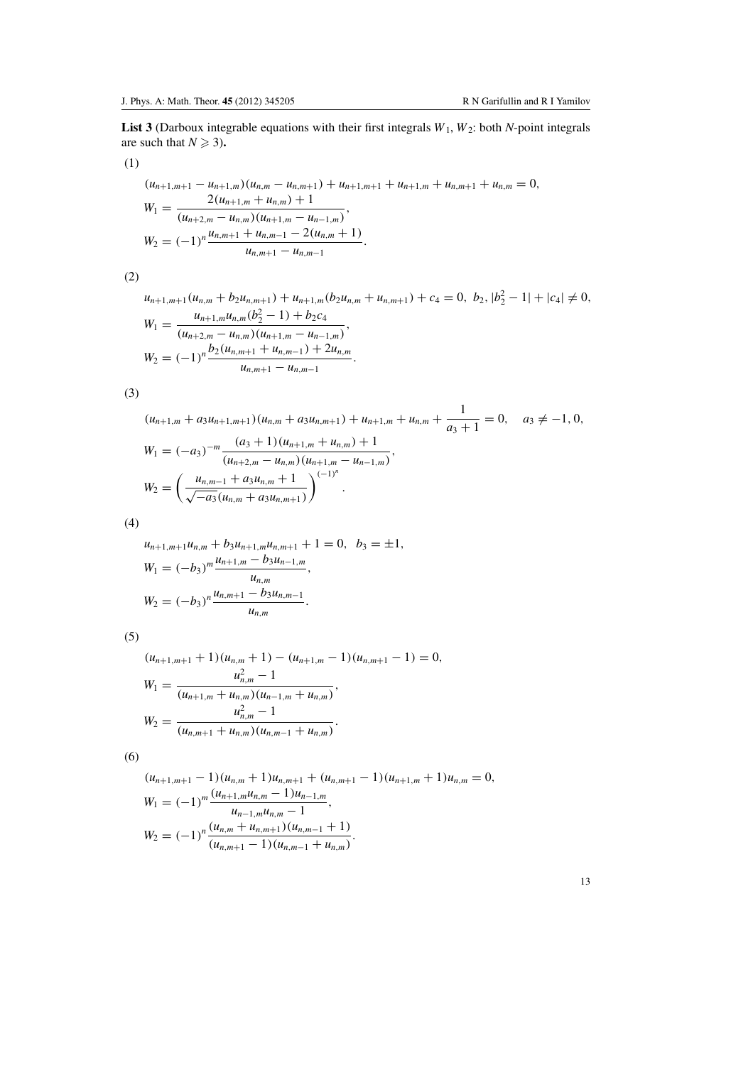**List 3** (Darboux integrable equations with their first integrals $W_1, W_2$: both $N$-point integrals are such that $N \geqslant 3$).

(1)

$$
\begin{aligned}
&(u_{n+1,m+1} - u_{n+1,m})(u_{n,m} - u_{n,m+1}) + u_{n+1,m+1} + u_{n+1,m} + u_{n,m+1} + u_{n,m} = 0,\\
&W_1 = \frac{2(u_{n+1,m} + u_{n,m}) + 1}{(u_{n+2,m} - u_{n,m})(u_{n+1,m} - u_{n-1,m})},\\
&W_2 = (-1)^n \frac{u_{n,m+1} + u_{n,m-1} - 2(u_{n,m} + 1)}{u_{n,m+1} - u_{n,m-1}}.
\end{aligned}
$$

(2)

$$
\begin{aligned}
&u_{n+1,m+1}(u_{n,m} + b_2 u_{n,m+1}) + u_{n+1,m}(b_2 u_{n,m} + u_{n,m+1}) + c_4 = 0, \ b_2, |b_2^2 - 1| + |c_4| \neq 0,\\
&W_1 = \frac{u_{n+1,m} u_{n,m}(b_2^2 - 1) + b_2 c_4}{(u_{n+2,m} - u_{n,m})(u_{n+1,m} - u_{n-1,m})},\\
&W_2 = (-1)^n \frac{b_2(u_{n,m+1} + u_{n,m-1}) + 2u_{n,m}}{u_{n,m+1} - u_{n,m-1}}.
\end{aligned}
$$

(3)

$$
\begin{aligned}
&(u_{n+1,m} + a_3 u_{n+1,m+1})(u_{n,m} + a_3 u_{n,m+1}) + u_{n+1,m} + u_{n,m} + \frac{1}{a_3 + 1} = 0, \quad a_3 \neq -1, 0,\\
&W_1 = (-a_3)^{-m} \frac{(a_3 + 1)(u_{n+1,m} + u_{n,m}) + 1}{(u_{n+2,m} - u_{n,m})(u_{n+1,m} - u_{n-1,m})},\\
&W_2 = \left( \frac{u_{n,m-1} + a_3 u_{n,m} + 1}{\sqrt{-a_3}(u_{n,m} + a_3 u_{n,m+1})} \right)^{(-1)^n}.
\end{aligned}
$$

(4)

$$
\begin{aligned}
&u_{n+1,m+1} u_{n,m} + b_3 u_{n+1,m} u_{n,m+1} + 1 = 0, \ \ b_3 = \pm 1,\\
&W_1 = (-b_3)^m \frac{u_{n+1,m} - b_3 u_{n-1,m}}{u_{n,m}},\\
&W_2 = (-b_3)^n \frac{u_{n,m+1} - b_3 u_{n,m-1}}{u_{n,m}}.
\end{aligned}
$$

(5)

$$
\begin{aligned}
&(u_{n+1,m+1} + 1)(u_{n,m} + 1) - (u_{n+1,m} - 1)(u_{n,m+1} - 1) = 0,\\
&W_1 = \frac{u_{n,m}^2 - 1}{(u_{n+1,m} + u_{n,m})(u_{n-1,m} + u_{n,m})},\\
&W_2 = \frac{u_{n,m}^2 - 1}{(u_{n,m+1} + u_{n,m})(u_{n,m-1} + u_{n,m})}.
\end{aligned}
$$

(6)

$$
\begin{aligned}
&(u_{n+1,m+1} - 1)(u_{n,m} + 1)u_{n,m+1} + (u_{n,m+1} - 1)(u_{n+1,m} + 1)u_{n,m} = 0,\\
&W_1 = (-1)^m \frac{(u_{n+1,m} u_{n,m} - 1)u_{n-1,m}}{u_{n-1,m} u_{n,m} - 1},\\
&W_2 = (-1)^n \frac{(u_{n,m} + u_{n,m+1})(u_{n,m-1} + 1)}{(u_{n,m+1} - 1)(u_{n,m-1} + u_{n,m})}.
\end{aligned}
$$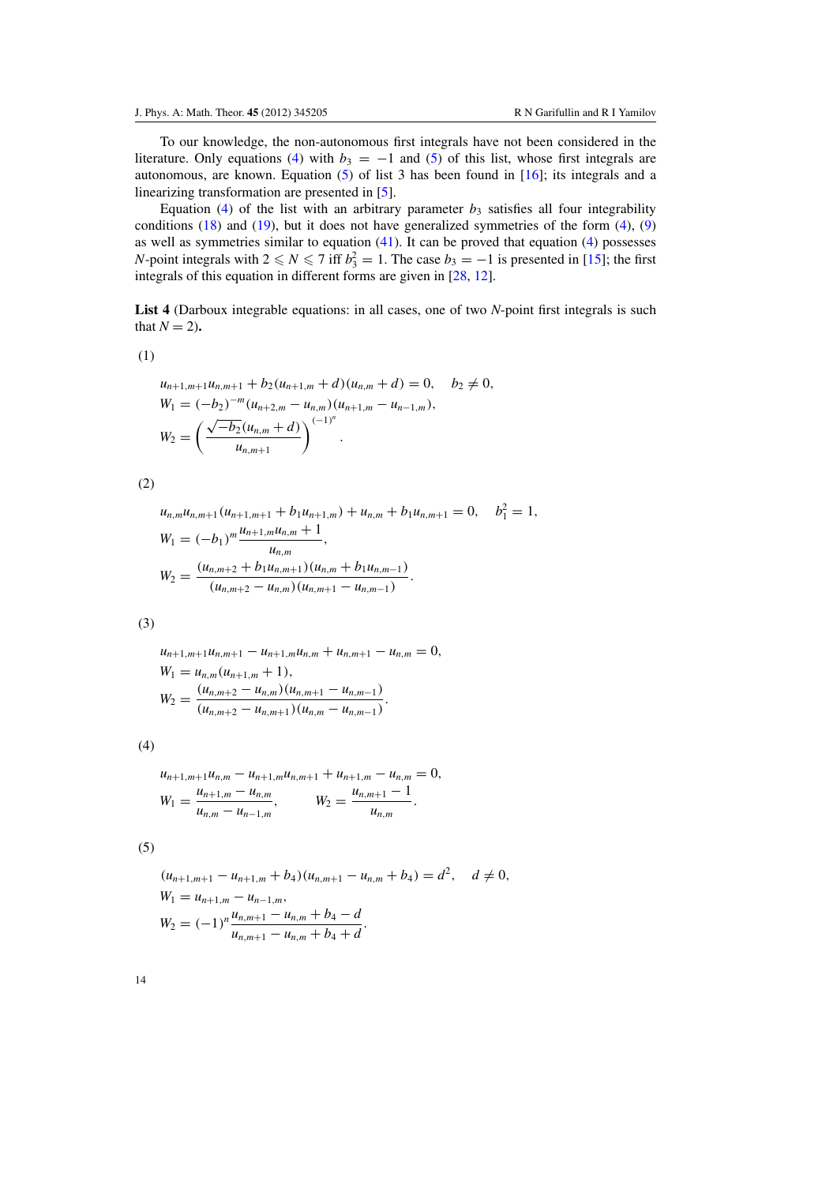To our knowledge, the non-autonomous first integrals have not been considered in the literature. Only equations (4) with $b_3 = -1$ and (5) of this list, whose first integrals are autonomous, are known. Equation (5) of list 3 has been found in [16]; its integrals and a linearizing transformation are presented in [5].

Equation (4) of the list with an arbitrary parameter $b_3$ satisfies all four integrability conditions (18) and (19), but it does not have generalized symmetries of the form (4), (9) as well as symmetries similar to equation (41). It can be proved that equation (4) possesses $N$-point integrals with $2 \leqslant N \leqslant 7$ iff $b_3^2 = 1$. The case $b_3 = -1$ is presented in [15]; the first integrals of this equation in different forms are given in [28, 12].

**List 4** (Darboux integrable equations: in all cases, one of two $N$-point first integrals is such that $N = 2$)**.**

(1)

$$
\begin{aligned}
&u_{n+1,m+1}u_{n,m+1} + b_2(u_{n+1,m} + d)(u_{n,m} + d) = 0, \quad b_2 \neq 0,\\
&W_1 = (-b_2)^{-m}(u_{n+2,m} - u_{n,m})(u_{n+1,m} - u_{n-1,m}),\\
&W_2 = \left(\frac{\sqrt{-b_2}(u_{n,m} + d)}{u_{n,m+1}}\right)^{(-1)^n}.
\end{aligned}
$$

(2)

$$
\begin{aligned}
&u_{n,m}u_{n,m+1}(u_{n+1,m+1} + b_1 u_{n+1,m}) + u_{n,m} + b_1 u_{n,m+1} = 0, \quad b_1^2 = 1,\\
&W_1 = (-b_1)^m \frac{u_{n+1,m}u_{n,m} + 1}{u_{n,m}},\\
&W_2 = \frac{(u_{n,m+2} + b_1 u_{n,m+1})(u_{n,m} + b_1 u_{n,m-1})}{(u_{n,m+2} - u_{n,m})(u_{n,m+1} - u_{n,m-1})}.
\end{aligned}
$$

(3)

$$
\begin{aligned}
&u_{n+1,m+1}u_{n,m+1} - u_{n+1,m}u_{n,m} + u_{n,m+1} - u_{n,m} = 0,\\
&W_1 = u_{n,m}(u_{n+1,m} + 1),\\
&W_2 = \frac{(u_{n,m+2} - u_{n,m})(u_{n,m+1} - u_{n,m-1})}{(u_{n,m+2} - u_{n,m+1})(u_{n,m} - u_{n,m-1})}.
\end{aligned}
$$

(4)

$$
\begin{aligned}
&u_{n+1,m+1}u_{n,m} - u_{n+1,m}u_{n,m+1} + u_{n+1,m} - u_{n,m} = 0,\\
&W_1 = \frac{u_{n+1,m} - u_{n,m}}{u_{n,m} - u_{n-1,m}}, \qquad W_2 = \frac{u_{n,m+1} - 1}{u_{n,m}}.
\end{aligned}
$$

(5)

$$
\begin{aligned}
&(u_{n+1,m+1} - u_{n+1,m} + b_4)(u_{n,m+1} - u_{n,m} + b_4) = d^2, \quad d \neq 0,\\
&W_1 = u_{n+1,m} - u_{n-1,m},\\
&W_2 = (-1)^n \frac{u_{n,m+1} - u_{n,m} + b_4 - d}{u_{n,m+1} - u_{n,m} + b_4 + d}.
\end{aligned}
$$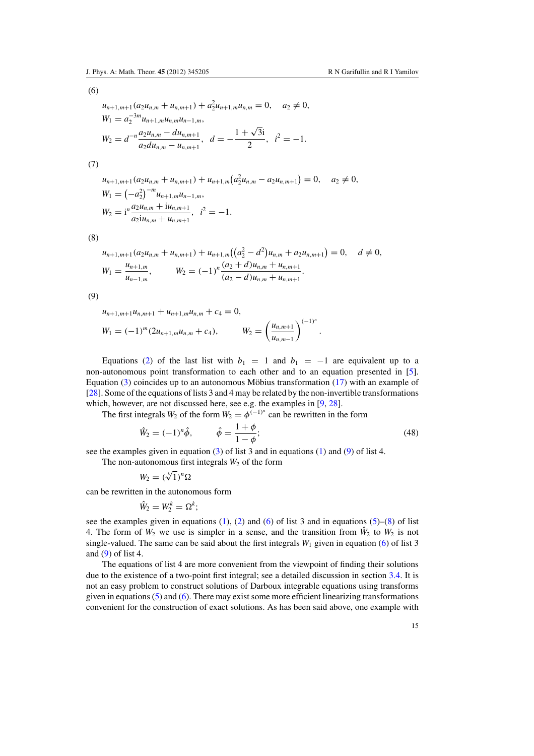(6)

$$
\begin{aligned}
&u_{n+1,m+1}(a_2u_{n,m}+u_{n,m+1})+a_2^2u_{n+1,m}u_{n,m}=0, \quad a_2\neq 0,\\
&W_1=a_2^{-3m}u_{n+1,m}u_{n,m}u_{n-1,m},\\
&W_2=d^{-n}\frac{a_2u_{n,m}-du_{n,m+1}}{a_2du_{n,m}-u_{n,m+1}}, \quad d=-\frac{1+\sqrt{3}\mathrm{i}}{2}, \quad i^2=-1.
\end{aligned}
$$

(7)

$$
\begin{aligned}
&u_{n+1,m+1}(a_2u_{n,m}+u_{n,m+1})+u_{n+1,m}\left(a_2^2u_{n,m}-a_2u_{n,m+1}\right)=0, \quad a_2\neq 0,\\
&W_1=\left(-a_2^2\right)^{-m}u_{n+1,m}u_{n-1,m},\\
&W_2=\mathrm{i}^n\frac{a_2u_{n,m}+\mathrm{i}u_{n,m+1}}{a_2\mathrm{i}u_{n,m}+u_{n,m+1}}, \quad i^2=-1.
\end{aligned}
$$

(8)

$$
\begin{aligned}
&u_{n+1,m+1}(a_2u_{n,m}+u_{n,m+1})+u_{n+1,m}\left(\left(a_2^2-d^2\right)u_{n,m}+a_2u_{n,m+1}\right)=0, \quad d\neq 0,\\
&W_1=\frac{u_{n+1,m}}{u_{n-1,m}}, \qquad W_2=(-1)^n\frac{(a_2+d)u_{n,m}+u_{n,m+1}}{(a_2-d)u_{n,m}+u_{n,m+1}}.
\end{aligned}
$$

(9)

$$
\begin{aligned}
&u_{n+1,m+1}u_{n,m+1}+u_{n+1,m}u_{n,m}+c_4=0,\\
&W_1=(-1)^m(2u_{n+1,m}u_{n,m}+c_4), \qquad W_2=\left(\frac{u_{n,m+1}}{u_{n,m-1}}\right)^{(-1)^n}.
\end{aligned}
$$

Equations (2) of the last list with $b_1 = 1$ and $b_1 = -1$ are equivalent up to a non-autonomous point transformation to each other and to an equation presented in [5]. Equation (3) coincides up to an autonomous Möbius transformation (17) with an example of [28]. Some of the equations of lists 3 and 4 may be related by the non-invertible transformations which, however, are not discussed here, see e.g. the examples in [9, 28].

The first integrals $W_2$ of the form $W_2 = \phi^{(-1)^n}$ can be rewritten in the form

$$
\hat{W}_2=(-1)^n\hat{\phi}, \qquad \hat{\phi}=\frac{1+\phi}{1-\phi}; \tag{48}
$$

see the examples given in equation (3) of list 3 and in equations (1) and (9) of list 4.

The non-autonomous first integrals $W_2$ of the form

$$
W_2=(\sqrt[k]{1})^n\Omega
$$

can be rewritten in the autonomous form

$$
\hat{W}_2=W_2^k=\Omega^k;
$$

see the examples given in equations (1), (2) and (6) of list 3 and in equations (5)–(8) of list 4. The form of $W_2$ we use is simpler in a sense, and the transition from $\hat{W}_2$ to $W_2$ is not single-valued. The same can be said about the first integrals $W_1$ given in equation (6) of list 3 and (9) of list 4.

The equations of list 4 are more convenient from the viewpoint of finding their solutions due to the existence of a two-point first integral; see a detailed discussion in section 3.4. It is not an easy problem to construct solutions of Darboux integrable equations using transforms given in equations (5) and (6). There may exist some more efficient linearizing transformations convenient for the construction of exact solutions. As has been said above, one example with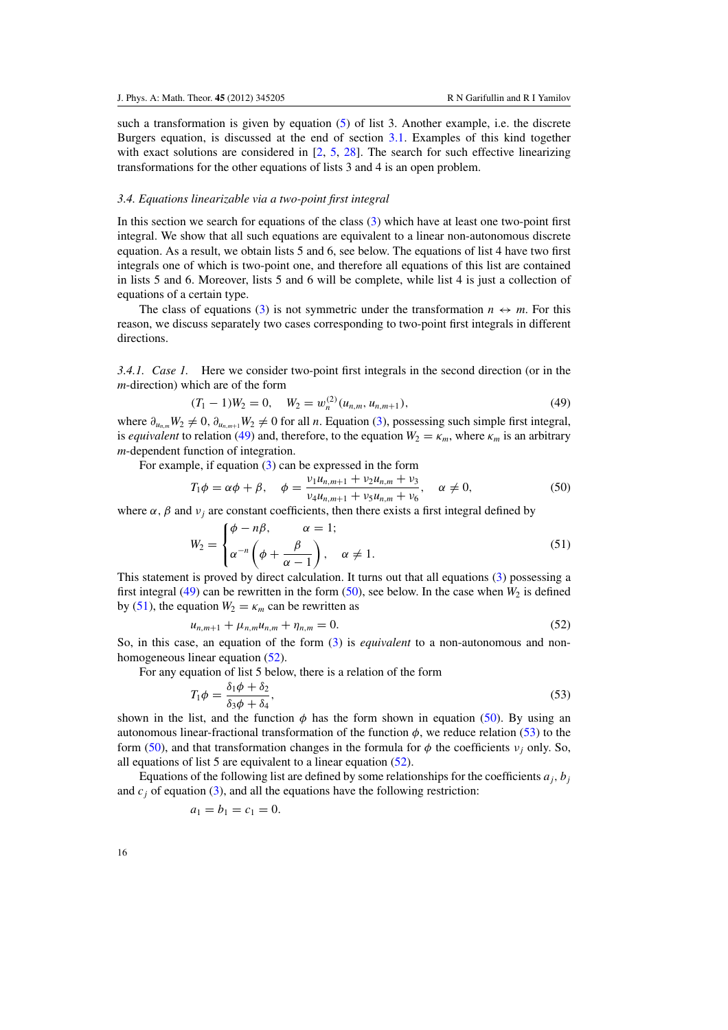such a transformation is given by equation (5) of list 3. Another example, i.e. the discrete Burgers equation, is discussed at the end of section 3.1. Examples of this kind together with exact solutions are considered in [2, 5, 28]. The search for such effective linearizing transformations for the other equations of lists 3 and 4 is an open problem.

### *3.4. Equations linearizable via a two-point first integral*

In this section we search for equations of the class (3) which have at least one two-point first integral. We show that all such equations are equivalent to a linear non-autonomous discrete equation. As a result, we obtain lists 5 and 6, see below. The equations of list 4 have two first integrals one of which is two-point one, and therefore all equations of this list are contained in lists 5 and 6. Moreover, lists 5 and 6 will be complete, while list 4 is just a collection of equations of a certain type.

The class of equations (3) is not symmetric under the transformation $n \leftrightarrow m$. For this reason, we discuss separately two cases corresponding to two-point first integrals in different directions.

*3.4.1. Case 1.* Here we consider two-point first integrals in the second direction (or in the $m$-direction) which are of the form

$$(T_1 - 1)W_2 = 0, \quad W_2 = w_n^{(2)}(u_{n,m}, u_{n,m+1}), \tag{49}$$

where $\partial_{u_{n,m}} W_2 \neq 0$, $\partial_{u_{n,m+1}} W_2 \neq 0$ for all $n$. Equation (3), possessing such simple first integral, is *equivalent* to relation (49) and, therefore, to the equation $W_2 = \kappa_m$, where $\kappa_m$ is an arbitrary $m$-dependent function of integration.

For example, if equation (3) can be expressed in the form

$$T_1\phi = \alpha\phi + \beta, \quad \phi = \frac{\nu_1 u_{n,m+1} + \nu_2 u_{n,m} + \nu_3}{\nu_4 u_{n,m+1} + \nu_5 u_{n,m} + \nu_6}, \quad \alpha \neq 0, \tag{50}$$

where $\alpha$, $\beta$ and $\nu_j$ are constant coefficients, then there exists a first integral defined by

$$W_2 = \begin{cases} \phi - n\beta, & \alpha = 1; \\ \alpha^{-n}\left(\phi + \dfrac{\beta}{\alpha - 1}\right), & \alpha \neq 1. \end{cases} \tag{51}$$

This statement is proved by direct calculation. It turns out that all equations (3) possessing a first integral (49) can be rewritten in the form (50), see below. In the case when $W_2$ is defined by (51), the equation $W_2 = \kappa_m$ can be rewritten as

$$u_{n,m+1} + \mu_{n,m} u_{n,m} + \eta_{n,m} = 0. \tag{52}$$

So, in this case, an equation of the form (3) is *equivalent* to a non-autonomous and non-homogeneous linear equation (52).

For any equation of list 5 below, there is a relation of the form

$$T_1\phi = \frac{\delta_1\phi + \delta_2}{\delta_3\phi + \delta_4}, \tag{53}$$

shown in the list, and the function $\phi$ has the form shown in equation (50). By using an autonomous linear-fractional transformation of the function $\phi$, we reduce relation (53) to the form (50), and that transformation changes in the formula for $\phi$ the coefficients $\nu_j$ only. So, all equations of list 5 are equivalent to a linear equation (52).

Equations of the following list are defined by some relationships for the coefficients $a_j$, $b_j$ and $c_j$ of equation (3), and all the equations have the following restriction:

$$a_1 = b_1 = c_1 = 0.$$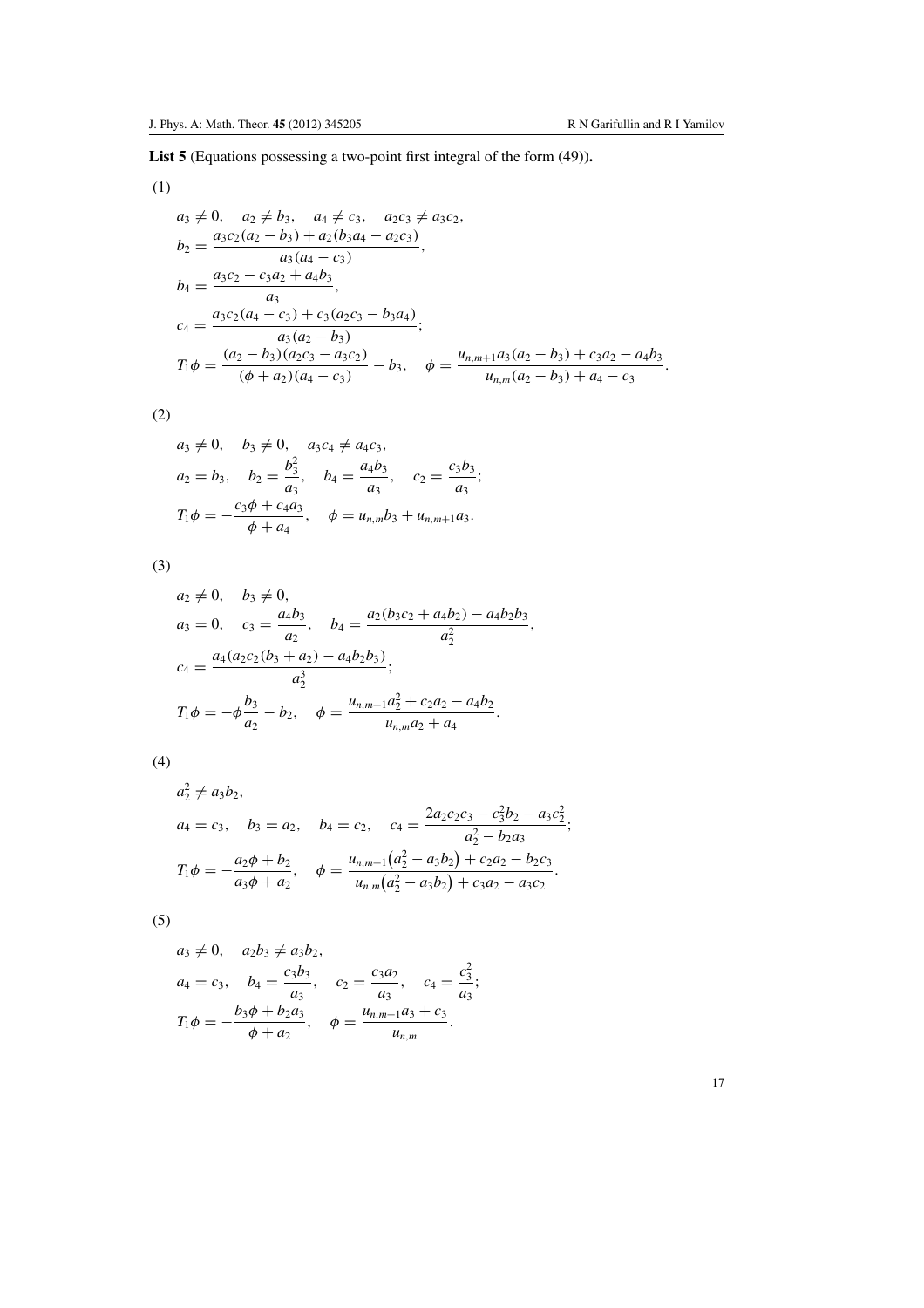**List 5** (Equations possessing a two-point first integral of the form (49)).

(1)

$$
\begin{aligned}
& a_3 \neq 0, \quad a_2 \neq b_3, \quad a_4 \neq c_3, \quad a_2 c_3 \neq a_3 c_2, \\
& b_2 = \frac{a_3 c_2 (a_2 - b_3) + a_2 (b_3 a_4 - a_2 c_3)}{a_3 (a_4 - c_3)}, \\
& b_4 = \frac{a_3 c_2 - c_3 a_2 + a_4 b_3}{a_3}, \\
& c_4 = \frac{a_3 c_2 (a_4 - c_3) + c_3 (a_2 c_3 - b_3 a_4)}{a_3 (a_2 - b_3)}; \\
& T_1 \phi = \frac{(a_2 - b_3)(a_2 c_3 - a_3 c_2)}{(\phi + a_2)(a_4 - c_3)} - b_3, \quad \phi = \frac{u_{n,m+1} a_3 (a_2 - b_3) + c_3 a_2 - a_4 b_3}{u_{n,m} (a_2 - b_3) + a_4 - c_3}.
\end{aligned}
$$

(2)

$$
\begin{aligned}
& a_3 \neq 0, \quad b_3 \neq 0, \quad a_3 c_4 \neq a_4 c_3, \\
& a_2 = b_3, \quad b_2 = \frac{b_3^2}{a_3}, \quad b_4 = \frac{a_4 b_3}{a_3}, \quad c_2 = \frac{c_3 b_3}{a_3}; \\
& T_1 \phi = -\frac{c_3 \phi + c_4 a_3}{\phi + a_4}, \quad \phi = u_{n,m} b_3 + u_{n,m+1} a_3.
\end{aligned}
$$

(3)

$$
\begin{aligned}
& a_2 \neq 0, \quad b_3 \neq 0, \\
& a_3 = 0, \quad c_3 = \frac{a_4 b_3}{a_2}, \quad b_4 = \frac{a_2 (b_3 c_2 + a_4 b_2) - a_4 b_2 b_3}{a_2^2}, \\
& c_4 = \frac{a_4 (a_2 c_2 (b_3 + a_2) - a_4 b_2 b_3)}{a_2^3}; \\
& T_1 \phi = -\phi \frac{b_3}{a_2} - b_2, \quad \phi = \frac{u_{n,m+1} a_2^2 + c_2 a_2 - a_4 b_2}{u_{n,m} a_2 + a_4}.
\end{aligned}
$$

(4)

$$
\begin{aligned}
& a_2^2 \neq a_3 b_2, \\
& a_4 = c_3, \quad b_3 = a_2, \quad b_4 = c_2, \quad c_4 = \frac{2 a_2 c_2 c_3 - c_3^2 b_2 - a_3 c_2^2}{a_2^2 - b_2 a_3}; \\
& T_1 \phi = -\frac{a_2 \phi + b_2}{a_3 \phi + a_2}, \quad \phi = \frac{u_{n,m+1} \left(a_2^2 - a_3 b_2\right) + c_2 a_2 - b_2 c_3}{u_{n,m} \left(a_2^2 - a_3 b_2\right) + c_3 a_2 - a_3 c_2}.
\end{aligned}
$$

(5)

$$
\begin{aligned}
& a_3 \neq 0, \quad a_2 b_3 \neq a_3 b_2, \\
& a_4 = c_3, \quad b_4 = \frac{c_3 b_3}{a_3}, \quad c_2 = \frac{c_3 a_2}{a_3}, \quad c_4 = \frac{c_3^2}{a_3}; \\
& T_1 \phi = -\frac{b_3 \phi + b_2 a_3}{\phi + a_2}, \quad \phi = \frac{u_{n,m+1} a_3 + c_3}{u_{n,m}}.
\end{aligned}
$$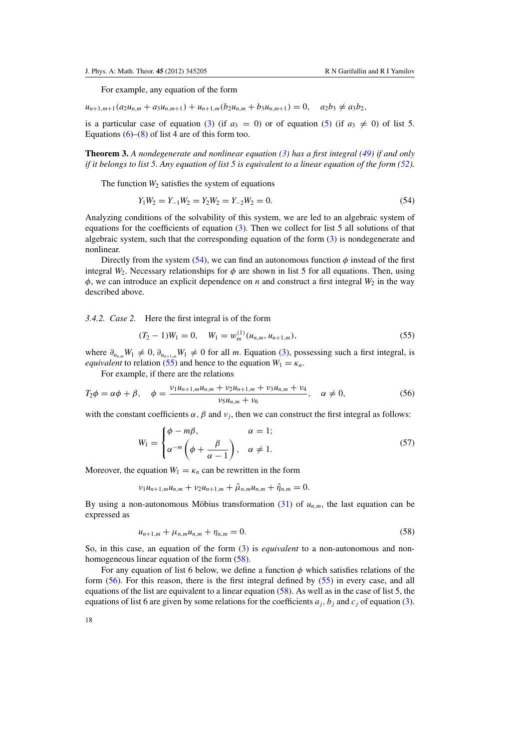For example, any equation of the form

$$u_{n+1,m+1}(a_2 u_{n,m} + a_3 u_{n,m+1}) + u_{n+1,m}(b_2 u_{n,m} + b_3 u_{n,m+1}) = 0, \quad a_2 b_3 \neq a_3 b_2,$$

is a particular case of equation (3) (if $a_3 = 0$) or of equation (5) (if $a_3 \neq 0$) of list 5. Equations (6)–(8) of list 4 are of this form too.

**Theorem 3.** *A nondegenerate and nonlinear equation (3) has a first integral (49) if and only if it belongs to list 5. Any equation of list 5 is equivalent to a linear equation of the form (52).*

The function $W_2$ satisfies the system of equations

$$Y_1 W_2 = Y_{-1} W_2 = Y_2 W_2 = Y_{-2} W_2 = 0. \tag{54}$$

Analyzing conditions of the solvability of this system, we are led to an algebraic system of equations for the coefficients of equation (3). Then we collect for list 5 all solutions of that algebraic system, such that the corresponding equation of the form (3) is nondegenerate and nonlinear.

Directly from the system (54), we can find an autonomous function $\phi$ instead of the first integral $W_2$. Necessary relationships for $\phi$ are shown in list 5 for all equations. Then, using $\phi$, we can introduce an explicit dependence on $n$ and construct a first integral $W_2$ in the way described above.

*3.4.2. Case 2.* Here the first integral is of the form

$$(T_2 - 1)W_1 = 0, \quad W_1 = w_m^{(1)}(u_{n,m}, u_{n+1,m}), \tag{55}$$

where $\partial_{u_{n,m}} W_1 \neq 0$, $\partial_{u_{n+1,m}} W_1 \neq 0$ for all $m$. Equation (3), possessing such a first integral, is *equivalent* to relation (55) and hence to the equation $W_1 = \kappa_n$.

For example, if there are the relations

$$T_2 \phi = \alpha \phi + \beta, \quad \phi = \frac{\nu_1 u_{n+1,m} u_{n,m} + \nu_2 u_{n+1,m} + \nu_3 u_{n,m} + \nu_4}{\nu_5 u_{n,m} + \nu_6}, \quad \alpha \neq 0, \tag{56}$$

with the constant coefficients $\alpha$, $\beta$ and $\nu_j$, then we can construct the first integral as follows:

$$W_1 = \begin{cases} \phi - m\beta, & \alpha = 1; \\ \alpha^{-m}\left(\phi + \dfrac{\beta}{\alpha - 1}\right), & \alpha \neq 1. \end{cases} \tag{57}$$

Moreover, the equation $W_1 = \kappa_n$ can be rewritten in the form

$$\nu_1 u_{n+1,m} u_{n,m} + \nu_2 u_{n+1,m} + \hat{\mu}_{n,m} u_{n,m} + \hat{\eta}_{n,m} = 0.$$

By using a non-autonomous Möbius transformation (31) of $u_{n,m}$, the last equation can be expressed as

$$u_{n+1,m} + \mu_{n,m} u_{n,m} + \eta_{n,m} = 0. \tag{58}$$

So, in this case, an equation of the form (3) is *equivalent* to a non-autonomous and non-homogeneous linear equation of the form (58).

For any equation of list 6 below, we define a function $\phi$ which satisfies relations of the form (56). For this reason, there is the first integral defined by (55) in every case, and all equations of the list are equivalent to a linear equation (58). As well as in the case of list 5, the equations of list 6 are given by some relations for the coefficients $a_j$, $b_j$ and $c_j$ of equation (3).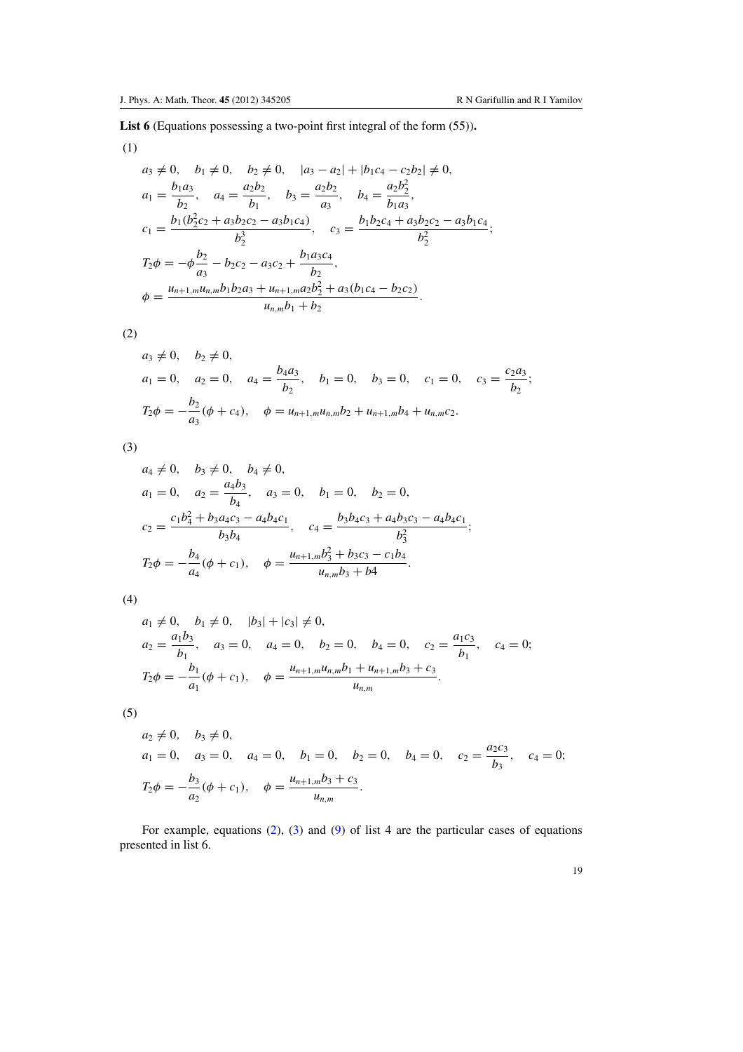**List 6** (Equations possessing a two-point first integral of the form (55))**.**

(1)

$$
\begin{aligned}
&a_3 \neq 0, \quad b_1 \neq 0, \quad b_2 \neq 0, \quad |a_3 - a_2| + |b_1 c_4 - c_2 b_2| \neq 0,\\
&a_1 = \frac{b_1 a_3}{b_2}, \quad a_4 = \frac{a_2 b_2}{b_1}, \quad b_3 = \frac{a_2 b_2}{a_3}, \quad b_4 = \frac{a_2 b_2^2}{b_1 a_3},\\
&c_1 = \frac{b_1(b_2^2 c_2 + a_3 b_2 c_2 - a_3 b_1 c_4)}{b_2^3}, \quad c_3 = \frac{b_1 b_2 c_4 + a_3 b_2 c_2 - a_3 b_1 c_4}{b_2^2};\\
&T_2\phi = -\phi \frac{b_2}{a_3} - b_2 c_2 - a_3 c_2 + \frac{b_1 a_3 c_4}{b_2},\\
&\phi = \frac{u_{n+1,m} u_{n,m} b_1 b_2 a_3 + u_{n+1,m} a_2 b_2^2 + a_3(b_1 c_4 - b_2 c_2)}{u_{n,m} b_1 + b_2}.
\end{aligned}
$$

(2)

$$
\begin{aligned}
&a_3 \neq 0, \quad b_2 \neq 0,\\
&a_1 = 0, \quad a_2 = 0, \quad a_4 = \frac{b_4 a_3}{b_2}, \quad b_1 = 0, \quad b_3 = 0, \quad c_1 = 0, \quad c_3 = \frac{c_2 a_3}{b_2};\\
&T_2\phi = -\frac{b_2}{a_3}(\phi + c_4), \quad \phi = u_{n+1,m} u_{n,m} b_2 + u_{n+1,m} b_4 + u_{n,m} c_2.
\end{aligned}
$$

(3)

$$
\begin{aligned}
&a_4 \neq 0, \quad b_3 \neq 0, \quad b_4 \neq 0,\\
&a_1 = 0, \quad a_2 = \frac{a_4 b_3}{b_4}, \quad a_3 = 0, \quad b_1 = 0, \quad b_2 = 0,\\
&c_2 = \frac{c_1 b_4^2 + b_3 a_4 c_3 - a_4 b_4 c_1}{b_3 b_4}, \quad c_4 = \frac{b_3 b_4 c_3 + a_4 b_3 c_3 - a_4 b_4 c_1}{b_3^2};\\
&T_2\phi = -\frac{b_4}{a_4}(\phi + c_1), \quad \phi = \frac{u_{n+1,m} b_3^2 + b_3 c_3 - c_1 b_4}{u_{n,m} b_3 + b4}.
\end{aligned}
$$

(4)

$$
\begin{aligned}
&a_1 \neq 0, \quad b_1 \neq 0, \quad |b_3| + |c_3| \neq 0,\\
&a_2 = \frac{a_1 b_3}{b_1}, \quad a_3 = 0, \quad a_4 = 0, \quad b_2 = 0, \quad b_4 = 0, \quad c_2 = \frac{a_1 c_3}{b_1}, \quad c_4 = 0;\\
&T_2\phi = -\frac{b_1}{a_1}(\phi + c_1), \quad \phi = \frac{u_{n+1,m} u_{n,m} b_1 + u_{n+1,m} b_3 + c_3}{u_{n,m}}.
\end{aligned}
$$

(5)

$$
\begin{aligned}
&a_2 \neq 0, \quad b_3 \neq 0,\\
&a_1 = 0, \quad a_3 = 0, \quad a_4 = 0, \quad b_1 = 0, \quad b_2 = 0, \quad b_4 = 0, \quad c_2 = \frac{a_2 c_3}{b_3}, \quad c_4 = 0;\\
&T_2\phi = -\frac{b_3}{a_2}(\phi + c_1), \quad \phi = \frac{u_{n+1,m} b_3 + c_3}{u_{n,m}}.
\end{aligned}
$$

For example, equations (2), (3) and (9) of list 4 are the particular cases of equations presented in list 6.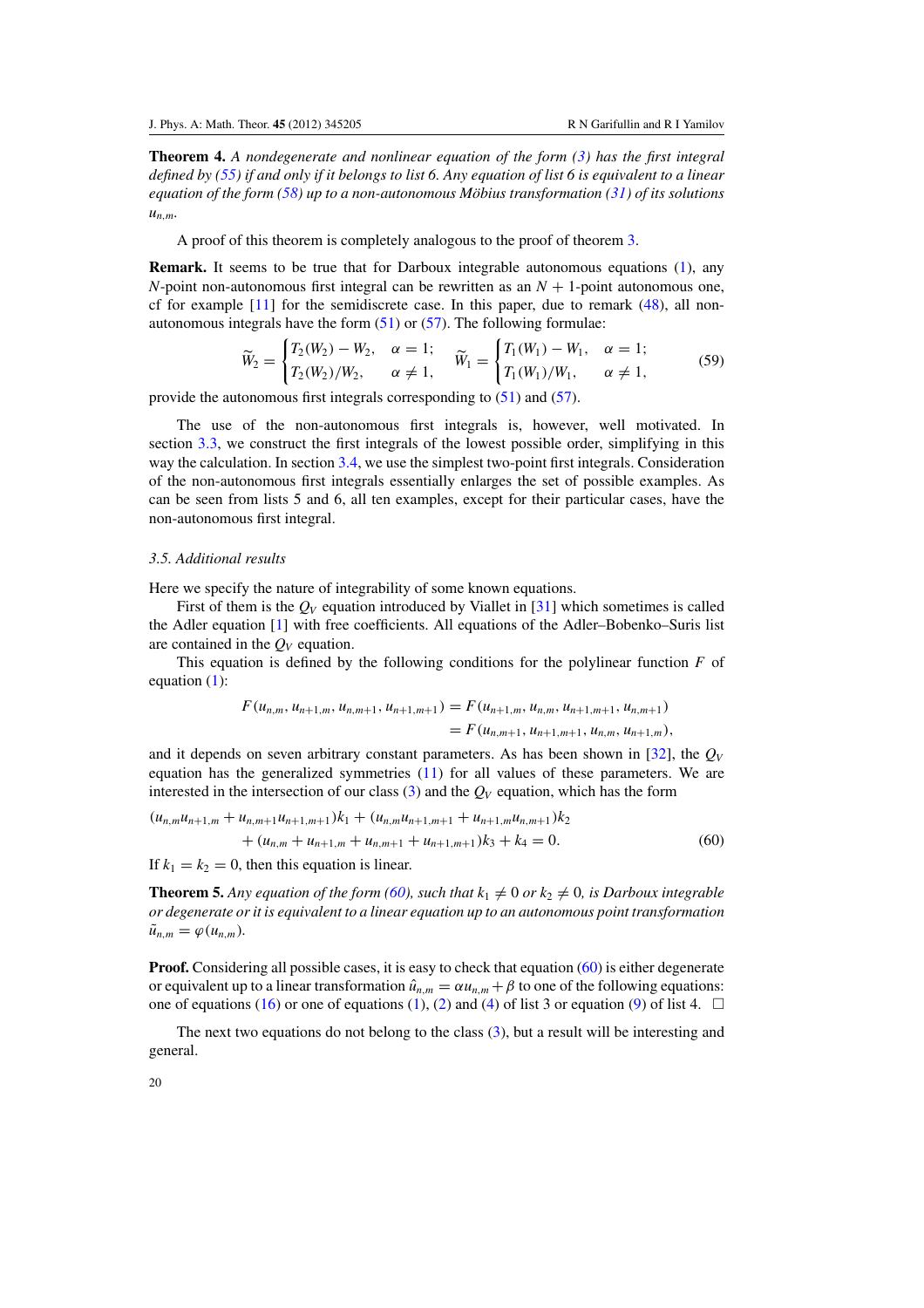**Theorem 4.** *A nondegenerate and nonlinear equation of the form (3) has the first integral defined by (55) if and only if it belongs to list 6. Any equation of list 6 is equivalent to a linear equation of the form (58) up to a non-autonomous Möbius transformation (31) of its solutions $u_{n,m}$.*

A proof of this theorem is completely analogous to the proof of theorem 3.

**Remark.** It seems to be true that for Darboux integrable autonomous equations (1), any $N$-point non-autonomous first integral can be rewritten as an $N+1$-point autonomous one, cf for example [11] for the semidiscrete case. In this paper, due to remark (48), all non-autonomous integrals have the form (51) or (57). The following formulae:

$$\widetilde{W}_2 = \begin{cases} T_2(W_2) - W_2, & \alpha = 1; \\ T_2(W_2)/W_2, & \alpha \neq 1, \end{cases} \qquad \widetilde{W}_1 = \begin{cases} T_1(W_1) - W_1, & \alpha = 1; \\ T_1(W_1)/W_1, & \alpha \neq 1, \end{cases} \tag{59}$$

provide the autonomous first integrals corresponding to (51) and (57).

The use of the non-autonomous first integrals is, however, well motivated. In section 3.3, we construct the first integrals of the lowest possible order, simplifying in this way the calculation. In section 3.4, we use the simplest two-point first integrals. Consideration of the non-autonomous first integrals essentially enlarges the set of possible examples. As can be seen from lists 5 and 6, all ten examples, except for their particular cases, have the non-autonomous first integral.

### 3.5. Additional results

Here we specify the nature of integrability of some known equations.

First of them is the $Q_V$ equation introduced by Viallet in [31] which sometimes is called the Adler equation [1] with free coefficients. All equations of the Adler–Bobenko–Suris list are contained in the $Q_V$ equation.

This equation is defined by the following conditions for the polylinear function $F$ of equation (1):

$$\begin{aligned} F(u_{n,m}, u_{n+1,m}, u_{n,m+1}, u_{n+1,m+1}) &= F(u_{n+1,m}, u_{n,m}, u_{n+1,m+1}, u_{n,m+1}) \\ &= F(u_{n,m+1}, u_{n+1,m+1}, u_{n,m}, u_{n+1,m}), \end{aligned}$$

and it depends on seven arbitrary constant parameters. As has been shown in [32], the $Q_V$ equation has the generalized symmetries (11) for all values of these parameters. We are interested in the intersection of our class (3) and the $Q_V$ equation, which has the form

$$\begin{aligned} &(u_{n,m}u_{n+1,m} + u_{n,m+1}u_{n+1,m+1})k_1 + (u_{n,m}u_{n+1,m+1} + u_{n+1,m}u_{n,m+1})k_2 \\ &\qquad + (u_{n,m} + u_{n+1,m} + u_{n,m+1} + u_{n+1,m+1})k_3 + k_4 = 0. \end{aligned} \tag{60}$$

If $k_1 = k_2 = 0$, then this equation is linear.

**Theorem 5.** *Any equation of the form (60), such that $k_1 \neq 0$ or $k_2 \neq 0$, is Darboux integrable or degenerate or it is equivalent to a linear equation up to an autonomous point transformation $\tilde{u}_{n,m} = \varphi(u_{n,m})$.*

**Proof.** Considering all possible cases, it is easy to check that equation (60) is either degenerate or equivalent up to a linear transformation $\hat{u}_{n,m} = \alpha u_{n,m} + \beta$ to one of the following equations: one of equations (16) or one of equations (1), (2) and (4) of list 3 or equation (9) of list 4. $\square$

The next two equations do not belong to the class (3), but a result will be interesting and general.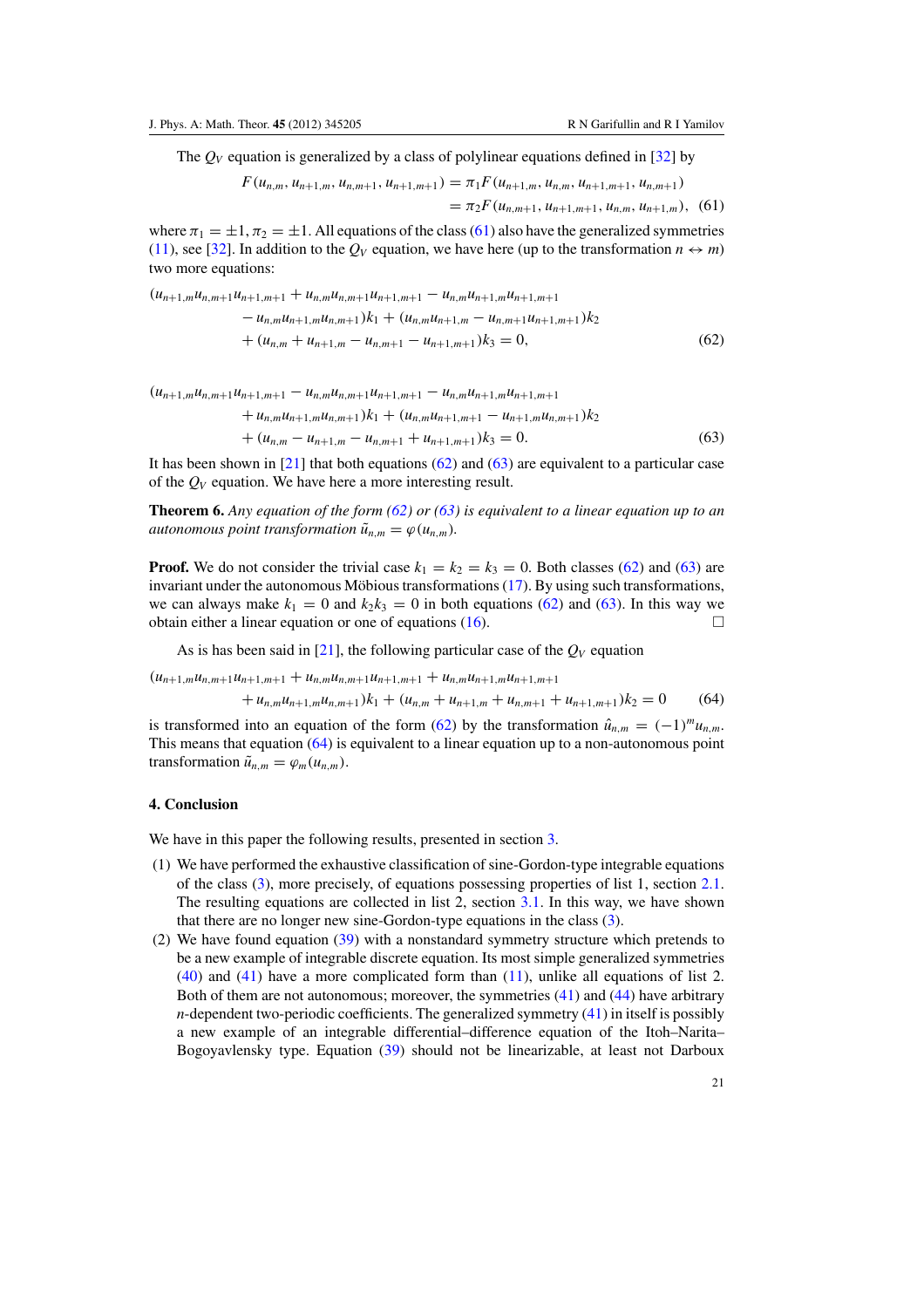The $Q_V$ equation is generalized by a class of polylinear equations defined in [32] by

$$\begin{aligned} F(u_{n,m}, u_{n+1,m}, u_{n,m+1}, u_{n+1,m+1}) &= \pi_1 F(u_{n+1,m}, u_{n,m}, u_{n+1,m+1}, u_{n,m+1}) \\ &= \pi_2 F(u_{n,m+1}, u_{n+1,m+1}, u_{n,m}, u_{n+1,m}), \end{aligned} \tag{61}$$

where $\pi_1 = \pm 1, \pi_2 = \pm 1$. All equations of the class (61) also have the generalized symmetries (11), see [32]. In addition to the $Q_V$ equation, we have here (up to the transformation $n \leftrightarrow m$) two more equations:

$$\begin{aligned} &(u_{n+1,m}u_{n,m+1}u_{n+1,m+1} + u_{n,m}u_{n,m+1}u_{n+1,m+1} - u_{n,m}u_{n+1,m}u_{n+1,m+1} \\ &\quad - u_{n,m}u_{n+1,m}u_{n,m+1})k_1 + (u_{n,m}u_{n+1,m} - u_{n,m+1}u_{n+1,m+1})k_2 \\ &\quad + (u_{n,m} + u_{n+1,m} - u_{n,m+1} - u_{n+1,m+1})k_3 = 0, \end{aligned} \tag{62}$$

$$\begin{aligned} &(u_{n+1,m}u_{n,m+1}u_{n+1,m+1} - u_{n,m}u_{n,m+1}u_{n+1,m+1} - u_{n,m}u_{n+1,m}u_{n+1,m+1} \\ &\quad + u_{n,m}u_{n+1,m}u_{n,m+1})k_1 + (u_{n,m}u_{n+1,m+1} - u_{n+1,m}u_{n,m+1})k_2 \\ &\quad + (u_{n,m} - u_{n+1,m} - u_{n,m+1} + u_{n+1,m+1})k_3 = 0. \end{aligned} \tag{63}$$

It has been shown in [21] that both equations (62) and (63) are equivalent to a particular case of the $Q_V$ equation. We have here a more interesting result.

**Theorem 6.** *Any equation of the form (62) or (63) is equivalent to a linear equation up to an autonomous point transformation* $\tilde{u}_{n,m} = \varphi(u_{n,m})$.

**Proof.** We do not consider the trivial case $k_1 = k_2 = k_3 = 0$. Both classes (62) and (63) are invariant under the autonomous Möbius transformations (17). By using such transformations, we can always make $k_1 = 0$ and $k_2k_3 = 0$ in both equations (62) and (63). In this way we obtain either a linear equation or one of equations (16). □

As is has been said in [21], the following particular case of the $Q_V$ equation

$$\begin{aligned} &(u_{n+1,m}u_{n,m+1}u_{n+1,m+1} + u_{n,m}u_{n,m+1}u_{n+1,m+1} + u_{n,m}u_{n+1,m}u_{n+1,m+1} \\ &\quad + u_{n,m}u_{n+1,m}u_{n,m+1})k_1 + (u_{n,m} + u_{n+1,m} + u_{n,m+1} + u_{n+1,m+1})k_2 = 0 \end{aligned} \tag{64}$$

is transformed into an equation of the form (62) by the transformation $\hat{u}_{n,m} = (-1)^m u_{n,m}$. This means that equation (64) is equivalent to a linear equation up to a non-autonomous point transformation $\tilde{u}_{n,m} = \varphi_m(u_{n,m})$.

## 4. Conclusion

We have in this paper the following results, presented in section 3.

(1) We have performed the exhaustive classification of sine-Gordon-type integrable equations of the class (3), more precisely, of equations possessing properties of list 1, section 2.1. The resulting equations are collected in list 2, section 3.1. In this way, we have shown that there are no longer new sine-Gordon-type equations in the class (3).

(2) We have found equation (39) with a nonstandard symmetry structure which pretends to be a new example of integrable discrete equation. Its most simple generalized symmetries (40) and (41) have a more complicated form than (11), unlike all equations of list 2. Both of them are not autonomous; moreover, the symmetries (41) and (44) have arbitrary $n$-dependent two-periodic coefficients. The generalized symmetry (41) in itself is possibly a new example of an integrable differential–difference equation of the Itoh–Narita–Bogoyavlensky type. Equation (39) should not be linearizable, at least not Darboux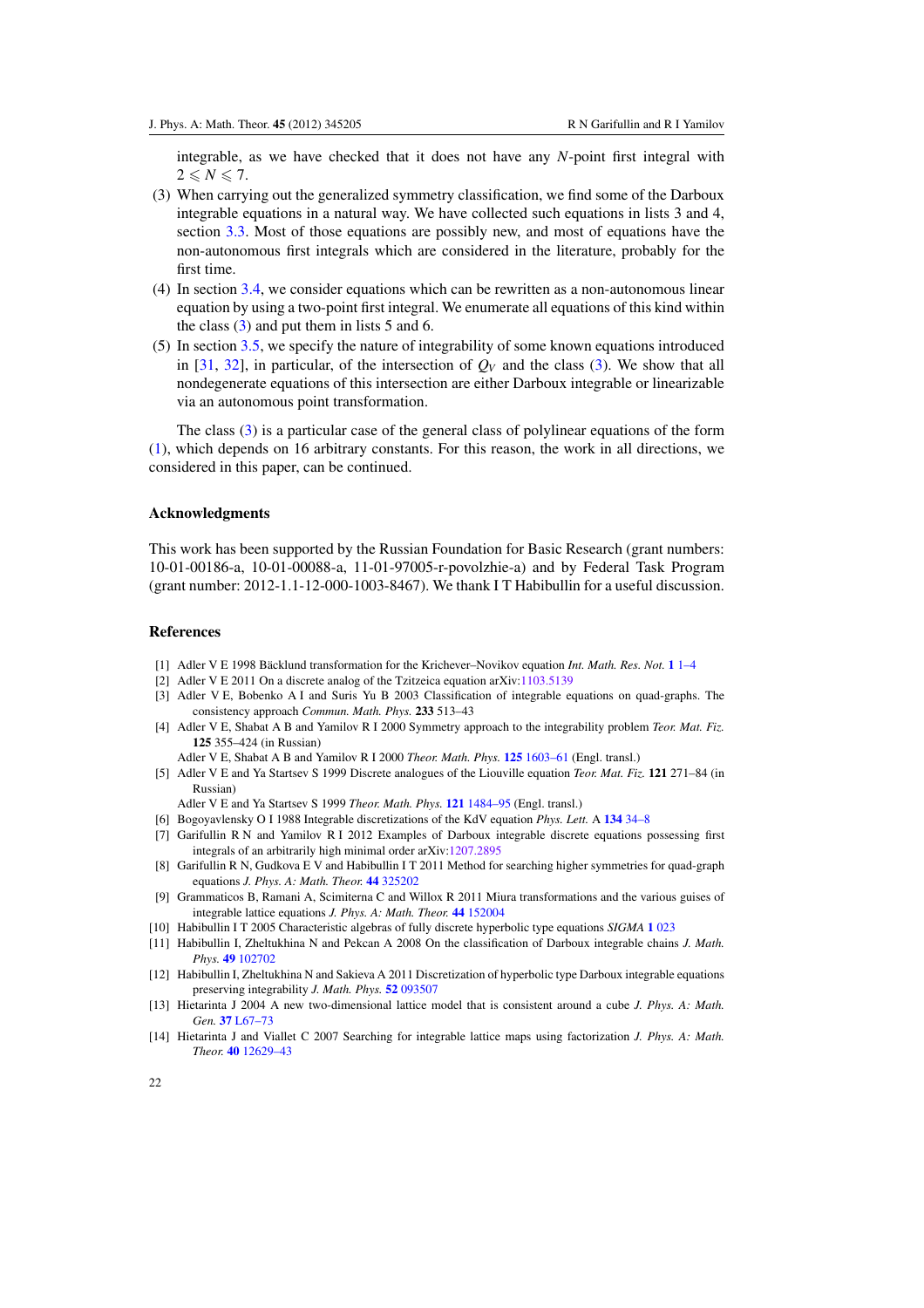integrable, as we have checked that it does not have any $N$-point first integral with $2 \leqslant N \leqslant 7$.

(3) When carrying out the generalized symmetry classification, we find some of the Darboux integrable equations in a natural way. We have collected such equations in lists 3 and 4, section 3.3. Most of those equations are possibly new, and most of equations have the non-autonomous first integrals which are considered in the literature, probably for the first time.

(4) In section 3.4, we consider equations which can be rewritten as a non-autonomous linear equation by using a two-point first integral. We enumerate all equations of this kind within the class (3) and put them in lists 5 and 6.

(5) In section 3.5, we specify the nature of integrability of some known equations introduced in [31, 32], in particular, of the intersection of $Q_V$ and the class (3). We show that all nondegenerate equations of this intersection are either Darboux integrable or linearizable via an autonomous point transformation.

The class (3) is a particular case of the general class of polylinear equations of the form (1), which depends on 16 arbitrary constants. For this reason, the work in all directions, we considered in this paper, can be continued.

## Acknowledgments

This work has been supported by the Russian Foundation for Basic Research (grant numbers: 10-01-00186-a, 10-01-00088-a, 11-01-97005-r-povolzhie-a) and by Federal Task Program (grant number: 2012-1.1-12-000-1003-8467). We thank I T Habibullin for a useful discussion.

## References

[1] Adler V E 1998 Bäcklund transformation for the Krichever–Novikov equation *Int. Math. Res. Not.* **1** 1–4

[2] Adler V E 2011 On a discrete analog of the Tzitzeica equation arXiv:1103.5139

[3] Adler V E, Bobenko A I and Suris Yu B 2003 Classification of integrable equations on quad-graphs. The consistency approach *Commun. Math. Phys.* **233** 513–43

[4] Adler V E, Shabat A B and Yamilov R I 2000 Symmetry approach to the integrability problem *Teor. Mat. Fiz.* **125** 355–424 (in Russian)
Adler V E, Shabat A B and Yamilov R I 2000 *Theor. Math. Phys.* **125** 1603–61 (Engl. transl.)

[5] Adler V E and Ya Startsev S 1999 Discrete analogues of the Liouville equation *Teor. Mat. Fiz.* **121** 271–84 (in Russian)
Adler V E and Ya Startsev S 1999 *Theor. Math. Phys.* **121** 1484–95 (Engl. transl.)

[6] Bogoyavlensky O I 1988 Integrable discretizations of the KdV equation *Phys. Lett.* A **134** 34–8

[7] Garifullin R N and Yamilov R I 2012 Examples of Darboux integrable discrete equations possessing first integrals of an arbitrarily high minimal order arXiv:1207.2895

[8] Garifullin R N, Gudkova E V and Habibullin I T 2011 Method for searching higher symmetries for quad-graph equations *J. Phys. A: Math. Theor.* **44** 325202

[9] Grammaticos B, Ramani A, Scimiterna C and Willox R 2011 Miura transformations and the various guises of integrable lattice equations *J. Phys. A: Math. Theor.* **44** 152004

[10] Habibullin I T 2005 Characteristic algebras of fully discrete hyperbolic type equations *SIGMA* **1** 023

[11] Habibullin I, Zheltukhina N and Pekcan A 2008 On the classification of Darboux integrable chains *J. Math. Phys.* **49** 102702

[12] Habibullin I, Zheltukhina N and Sakieva A 2011 Discretization of hyperbolic type Darboux integrable equations preserving integrability *J. Math. Phys.* **52** 093507

[13] Hietarinta J 2004 A new two-dimensional lattice model that is consistent around a cube *J. Phys. A: Math. Gen.* **37** L67–73

[14] Hietarinta J and Viallet C 2007 Searching for integrable lattice maps using factorization *J. Phys. A: Math. Theor.* **40** 12629–43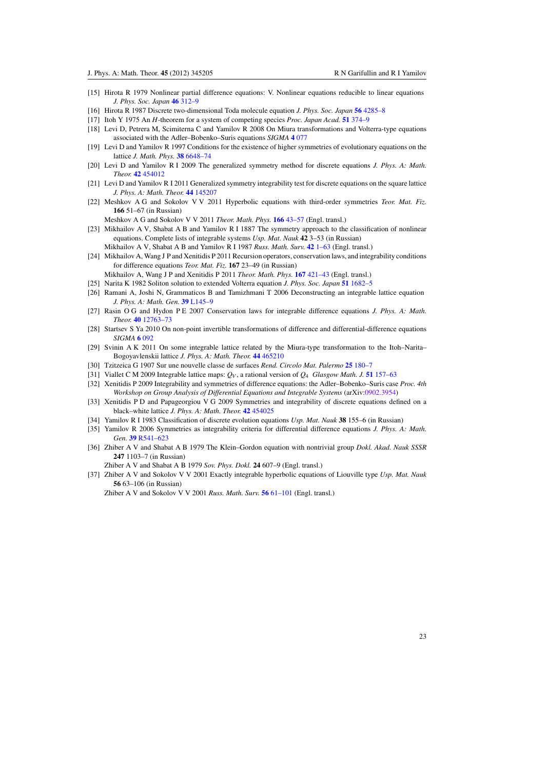[15] Hirota R 1979 Nonlinear partial difference equations: V. Nonlinear equations reducible to linear equations *J. Phys. Soc. Japan* **46** 312–9

[16] Hirota R 1987 Discrete two-dimensional Toda molecule equation *J. Phys. Soc. Japan* **56** 4285–8

[17] Itoh Y 1975 An *H*-theorem for a system of competing species *Proc. Japan Acad.* **51** 374–9

[18] Levi D, Petrera M, Scimiterna C and Yamilov R 2008 On Miura transformations and Volterra-type equations associated with the Adler–Bobenko–Suris equations *SIGMA* **4** 077

[19] Levi D and Yamilov R 1997 Conditions for the existence of higher symmetries of evolutionary equations on the lattice *J. Math. Phys.* **38** 6648–74

[20] Levi D and Yamilov R I 2009 The generalized symmetry method for discrete equations *J. Phys. A: Math. Theor.* **42** 454012

[21] Levi D and Yamilov R I 2011 Generalized symmetry integrability test for discrete equations on the square lattice *J. Phys. A: Math. Theor.* **44** 145207

[22] Meshkov A G and Sokolov V V 2011 Hyperbolic equations with third-order symmetries *Teor. Mat. Fiz.* **166** 51–67 (in Russian)
Meshkov A G and Sokolov V V 2011 *Theor. Math. Phys.* **166** 43–57 (Engl. transl.)

[23] Mikhailov A V, Shabat A B and Yamilov R I 1887 The symmetry approach to the classification of nonlinear equations. Complete lists of integrable systems *Usp. Mat. Nauk* **42** 3–53 (in Russian)
Mikhailov A V, Shabat A B and Yamilov R I 1987 *Russ. Math. Surv.* **42** 1–63 (Engl. transl.)

[24] Mikhailov A, Wang J P and Xenitidis P 2011 Recursion operators, conservation laws, and integrability conditions for difference equations *Teor. Mat. Fiz.* **167** 23–49 (in Russian)
Mikhailov A, Wang J P and Xenitidis P 2011 *Theor. Math. Phys.* **167** 421–43 (Engl. transl.)

[25] Narita K 1982 Soliton solution to extended Volterra equation *J. Phys. Soc. Japan* **51** 1682–5

[26] Ramani A, Joshi N, Grammaticos B and Tamizhmani T 2006 Deconstructing an integrable lattice equation *J. Phys. A: Math. Gen.* **39** L145–9

[27] Rasin O G and Hydon P E 2007 Conservation laws for integrable difference equations *J. Phys. A: Math. Theor.* **40** 12763–73

[28] Startsev S Ya 2010 On non-point invertible transformations of difference and differential-difference equations *SIGMA* **6** 092

[29] Svinin A K 2011 On some integrable lattice related by the Miura-type transformation to the Itoh–Narita–Bogoyavlenskii lattice *J. Phys. A: Math. Theor.* **44** 465210

[30] Tzitzeica G 1907 Sur une nouvelle classe de surfaces *Rend. Circolo Mat. Palermo* **25** 180–7

[31] Viallet C M 2009 Integrable lattice maps: $Q_V$, a rational version of $Q_4$ *Glasgow Math. J.* **51** 157–63

[32] Xenitidis P 2009 Integrability and symmetries of difference equations: the Adler–Bobenko–Suris case *Proc. 4th Workshop on Group Analysis of Differential Equations and Integrable Systems* (arXiv:0902.3954)

[33] Xenitidis P D and Papageorgiou V G 2009 Symmetries and integrability of discrete equations defined on a black–white lattice *J. Phys. A: Math. Theor.* **42** 454025

[34] Yamilov R I 1983 Classification of discrete evolution equations *Usp. Mat. Nauk* **38** 155–6 (in Russian)

[35] Yamilov R 2006 Symmetries as integrability criteria for differential difference equations *J. Phys. A: Math. Gen.* **39** R541–623

[36] Zhiber A V and Shabat A B 1979 The Klein–Gordon equation with nontrivial group *Dokl. Akad. Nauk SSSR* **247** 1103–7 (in Russian)
Zhiber A V and Shabat A B 1979 *Sov. Phys. Dokl.* **24** 607–9 (Engl. transl.)

[37] Zhiber A V and Sokolov V V 2001 Exactly integrable hyperbolic equations of Liouville type *Usp. Mat. Nauk* **56** 63–106 (in Russian)
Zhiber A V and Sokolov V V 2001 *Russ. Math. Surv.* **56** 61–101 (Engl. transl.)